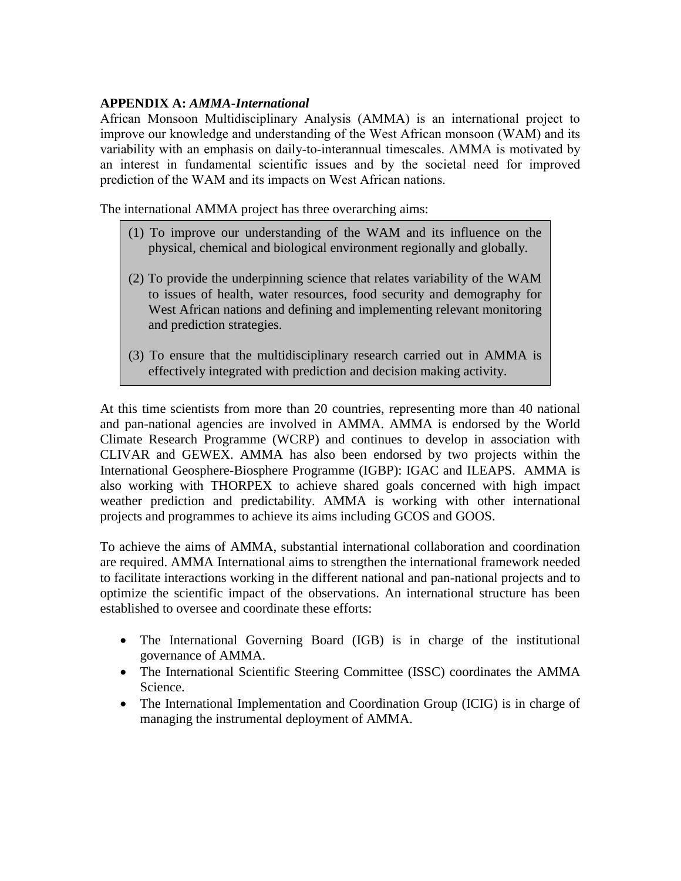## APPENDIX A: *AMMA-International*

African Monsoon Multidisciplinary Analysis (AMMA) is an international project to improve our knowledge and understanding of the West African monsoon (WAM) and its variability with an emphasis on daily-to-interannual timescales. AMMA is motivated by an interest in fundamental scientific issues and by the societal need for improved prediction of the WAM and its impacts on West African nations.

The international AMMA project has three overarching aims:

> (1) To improve our understanding of the WAM and its influence on the physical, chemical and biological environment regionally and globally.
>
> (2) To provide the underpinning science that relates variability of the WAM to issues of health, water resources, food security and demography for West African nations and defining and implementing relevant monitoring and prediction strategies.
>
> (3) To ensure that the multidisciplinary research carried out in AMMA is effectively integrated with prediction and decision making activity.

At this time scientists from more than 20 countries, representing more than 40 national and pan-national agencies are involved in AMMA. AMMA is endorsed by the World Climate Research Programme (WCRP) and continues to develop in association with CLIVAR and GEWEX. AMMA has also been endorsed by two projects within the International Geosphere-Biosphere Programme (IGBP): IGAC and ILEAPS. AMMA is also working with THORPEX to achieve shared goals concerned with high impact weather prediction and predictability. AMMA is working with other international projects and programmes to achieve its aims including GCOS and GOOS.

To achieve the aims of AMMA, substantial international collaboration and coordination are required. AMMA International aims to strengthen the international framework needed to facilitate interactions working in the different national and pan-national projects and to optimize the scientific impact of the observations. An international structure has been established to oversee and coordinate these efforts:

- The International Governing Board (IGB) is in charge of the institutional governance of AMMA.
- The International Scientific Steering Committee (ISSC) coordinates the AMMA Science.
- The International Implementation and Coordination Group (ICIG) is in charge of managing the instrumental deployment of AMMA.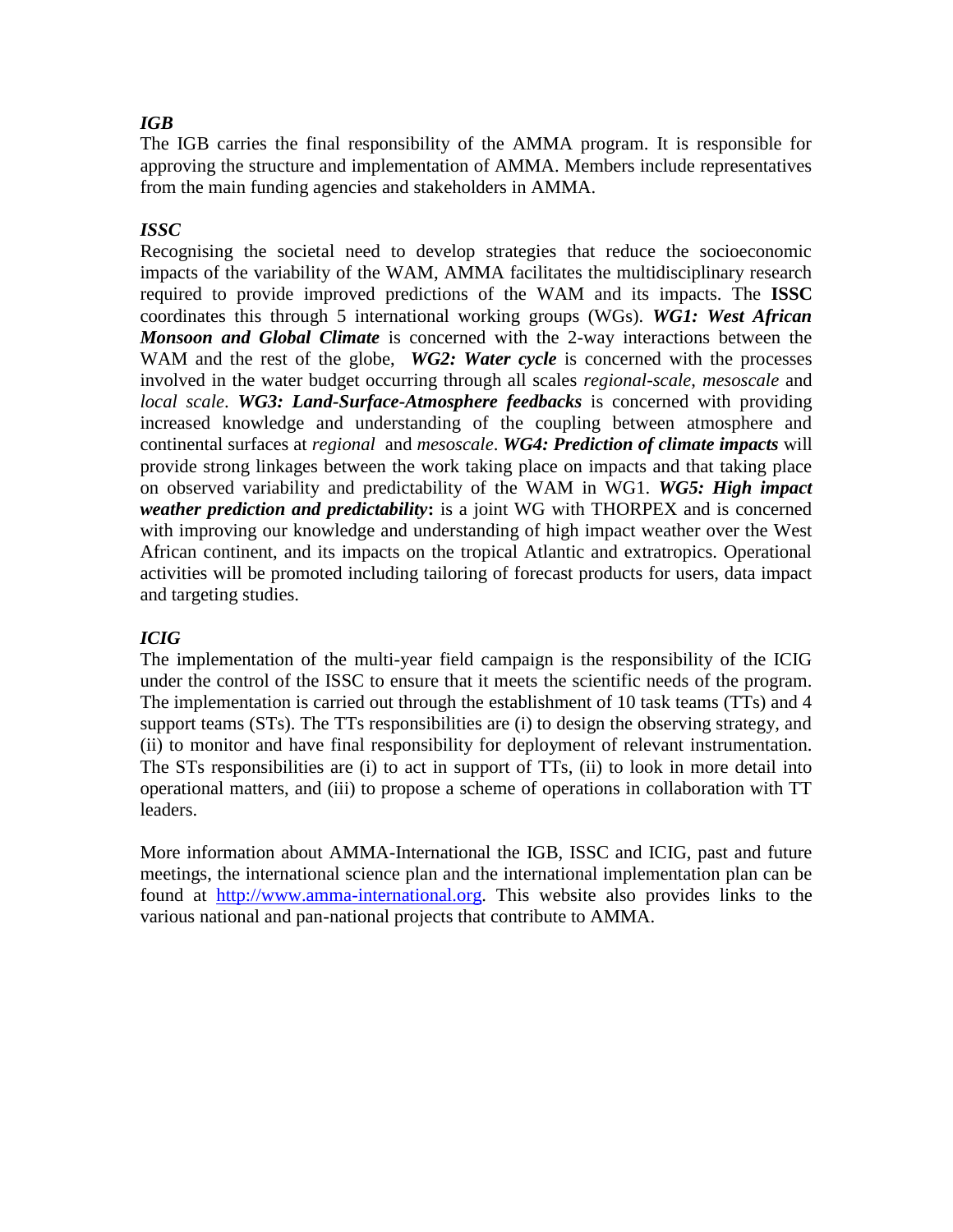### *IGB*

The IGB carries the final responsibility of the AMMA program. It is responsible for approving the structure and implementation of AMMA. Members include representatives from the main funding agencies and stakeholders in AMMA.

### *ISSC*

Recognising the societal need to develop strategies that reduce the socioeconomic impacts of the variability of the WAM, AMMA facilitates the multidisciplinary research required to provide improved predictions of the WAM and its impacts. The **ISSC** coordinates this through 5 international working groups (WGs). ***WG1: West African Monsoon and Global Climate*** is concerned with the 2-way interactions between the WAM and the rest of the globe, ***WG2: Water cycle*** is concerned with the processes involved in the water budget occurring through all scales *regional-scale*, *mesoscale* and *local scale*. ***WG3: Land-Surface-Atmosphere feedbacks*** is concerned with providing increased knowledge and understanding of the coupling between atmosphere and continental surfaces at *regional* and *mesoscale*. ***WG4: Prediction of climate impacts*** will provide strong linkages between the work taking place on impacts and that taking place on observed variability and predictability of the WAM in WG1. ***WG5: High impact weather prediction and predictability*:** is a joint WG with THORPEX and is concerned with improving our knowledge and understanding of high impact weather over the West African continent, and its impacts on the tropical Atlantic and extratropics. Operational activities will be promoted including tailoring of forecast products for users, data impact and targeting studies.

### *ICIG*

The implementation of the multi-year field campaign is the responsibility of the ICIG under the control of the ISSC to ensure that it meets the scientific needs of the program. The implementation is carried out through the establishment of 10 task teams (TTs) and 4 support teams (STs). The TTs responsibilities are (i) to design the observing strategy, and (ii) to monitor and have final responsibility for deployment of relevant instrumentation. The STs responsibilities are (i) to act in support of TTs, (ii) to look in more detail into operational matters, and (iii) to propose a scheme of operations in collaboration with TT leaders.

More information about AMMA-International the IGB, ISSC and ICIG, past and future meetings, the international science plan and the international implementation plan can be found at [http://www.amma-international.org](http://www.amma-international.org). This website also provides links to the various national and pan-national projects that contribute to AMMA.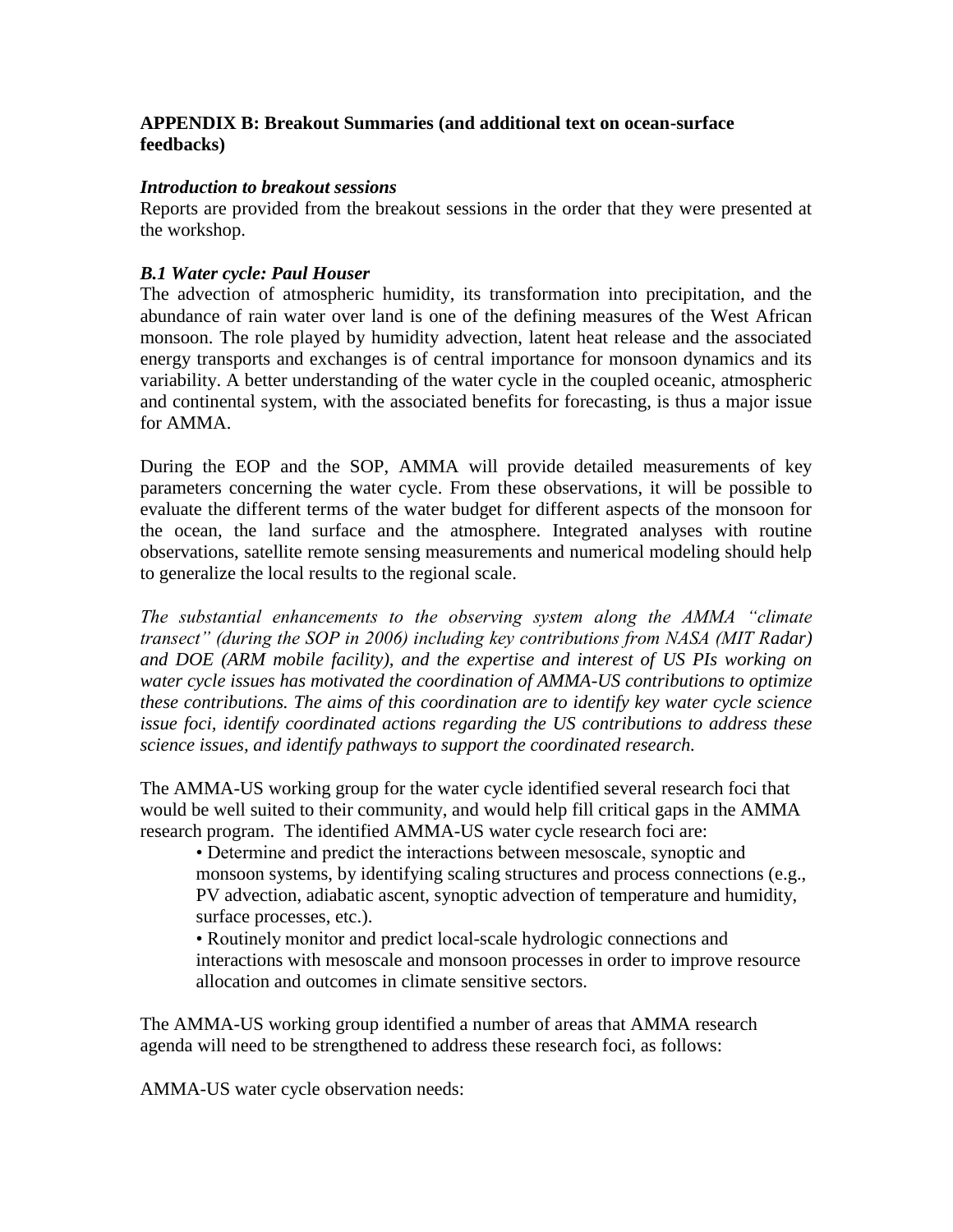## APPENDIX B: Breakout Summaries (and additional text on ocean-surface feedbacks)

### *Introduction to breakout sessions*

Reports are provided from the breakout sessions in the order that they were presented at the workshop.

### *B.1 Water cycle: Paul Houser*

The advection of atmospheric humidity, its transformation into precipitation, and the abundance of rain water over land is one of the defining measures of the West African monsoon. The role played by humidity advection, latent heat release and the associated energy transports and exchanges is of central importance for monsoon dynamics and its variability. A better understanding of the water cycle in the coupled oceanic, atmospheric and continental system, with the associated benefits for forecasting, is thus a major issue for AMMA.

During the EOP and the SOP, AMMA will provide detailed measurements of key parameters concerning the water cycle. From these observations, it will be possible to evaluate the different terms of the water budget for different aspects of the monsoon for the ocean, the land surface and the atmosphere. Integrated analyses with routine observations, satellite remote sensing measurements and numerical modeling should help to generalize the local results to the regional scale.

*The substantial enhancements to the observing system along the AMMA "climate transect" (during the SOP in 2006) including key contributions from NASA (MIT Radar) and DOE (ARM mobile facility), and the expertise and interest of US PIs working on water cycle issues has motivated the coordination of AMMA-US contributions to optimize these contributions. The aims of this coordination are to identify key water cycle science issue foci, identify coordinated actions regarding the US contributions to address these science issues, and identify pathways to support the coordinated research.*

The AMMA-US working group for the water cycle identified several research foci that would be well suited to their community, and would help fill critical gaps in the AMMA research program. The identified AMMA-US water cycle research foci are:

- Determine and predict the interactions between mesoscale, synoptic and monsoon systems, by identifying scaling structures and process connections (e.g., PV advection, adiabatic ascent, synoptic advection of temperature and humidity, surface processes, etc.).
- Routinely monitor and predict local-scale hydrologic connections and interactions with mesoscale and monsoon processes in order to improve resource allocation and outcomes in climate sensitive sectors.

The AMMA-US working group identified a number of areas that AMMA research agenda will need to be strengthened to address these research foci, as follows:

AMMA-US water cycle observation needs: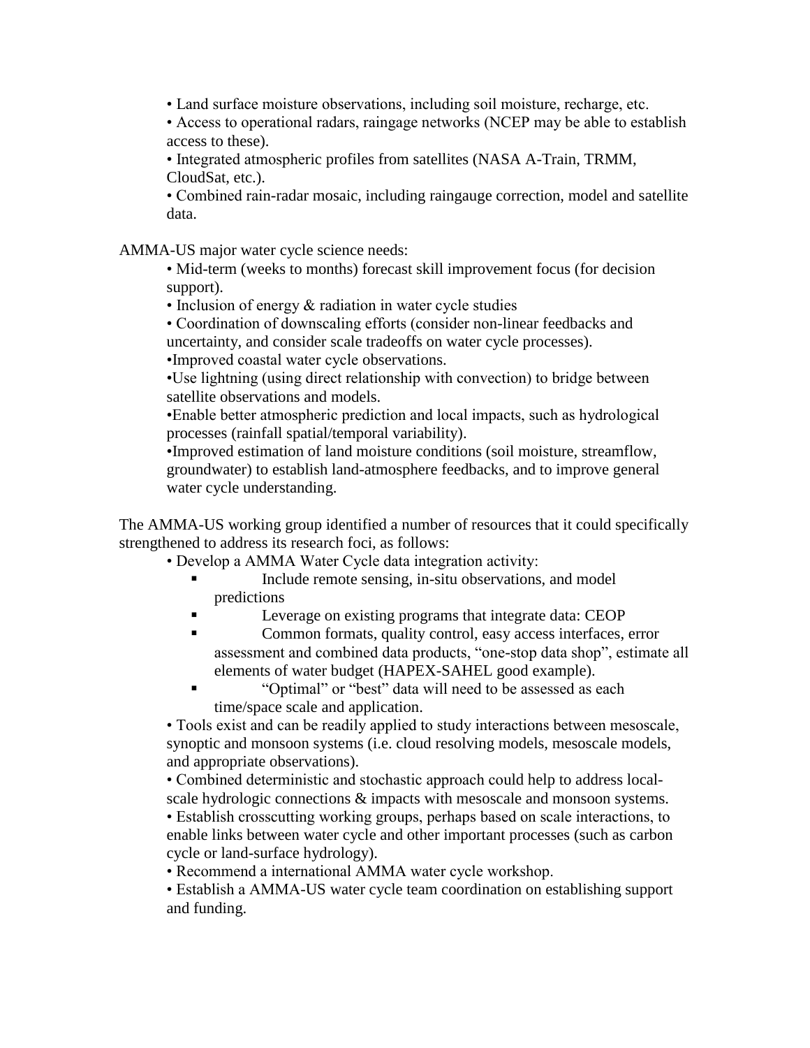- Land surface moisture observations, including soil moisture, recharge, etc.
- Access to operational radars, raingage networks (NCEP may be able to establish access to these).
- Integrated atmospheric profiles from satellites (NASA A-Train, TRMM, CloudSat, etc.).
- Combined rain-radar mosaic, including raingauge correction, model and satellite data.

AMMA-US major water cycle science needs:

- Mid-term (weeks to months) forecast skill improvement focus (for decision support).
- Inclusion of energy & radiation in water cycle studies
- Coordination of downscaling efforts (consider non-linear feedbacks and uncertainty, and consider scale tradeoffs on water cycle processes).
- Improved coastal water cycle observations.
- Use lightning (using direct relationship with convection) to bridge between satellite observations and models.
- Enable better atmospheric prediction and local impacts, such as hydrological processes (rainfall spatial/temporal variability).
- Improved estimation of land moisture conditions (soil moisture, streamflow, groundwater) to establish land-atmosphere feedbacks, and to improve general water cycle understanding.

The AMMA-US working group identified a number of resources that it could specifically strengthened to address its research foci, as follows:

- Develop a AMMA Water Cycle data integration activity:
  - Include remote sensing, in-situ observations, and model predictions
  - Leverage on existing programs that integrate data: CEOP
  - Common formats, quality control, easy access interfaces, error assessment and combined data products, "one-stop data shop", estimate all elements of water budget (HAPEX-SAHEL good example).
  - "Optimal" or "best" data will need to be assessed as each time/space scale and application.
- Tools exist and can be readily applied to study interactions between mesoscale, synoptic and monsoon systems (i.e. cloud resolving models, mesoscale models, and appropriate observations).
- Combined deterministic and stochastic approach could help to address local-scale hydrologic connections & impacts with mesoscale and monsoon systems.
- Establish crosscutting working groups, perhaps based on scale interactions, to enable links between water cycle and other important processes (such as carbon cycle or land-surface hydrology).
- Recommend a international AMMA water cycle workshop.
- Establish a AMMA-US water cycle team coordination on establishing support and funding.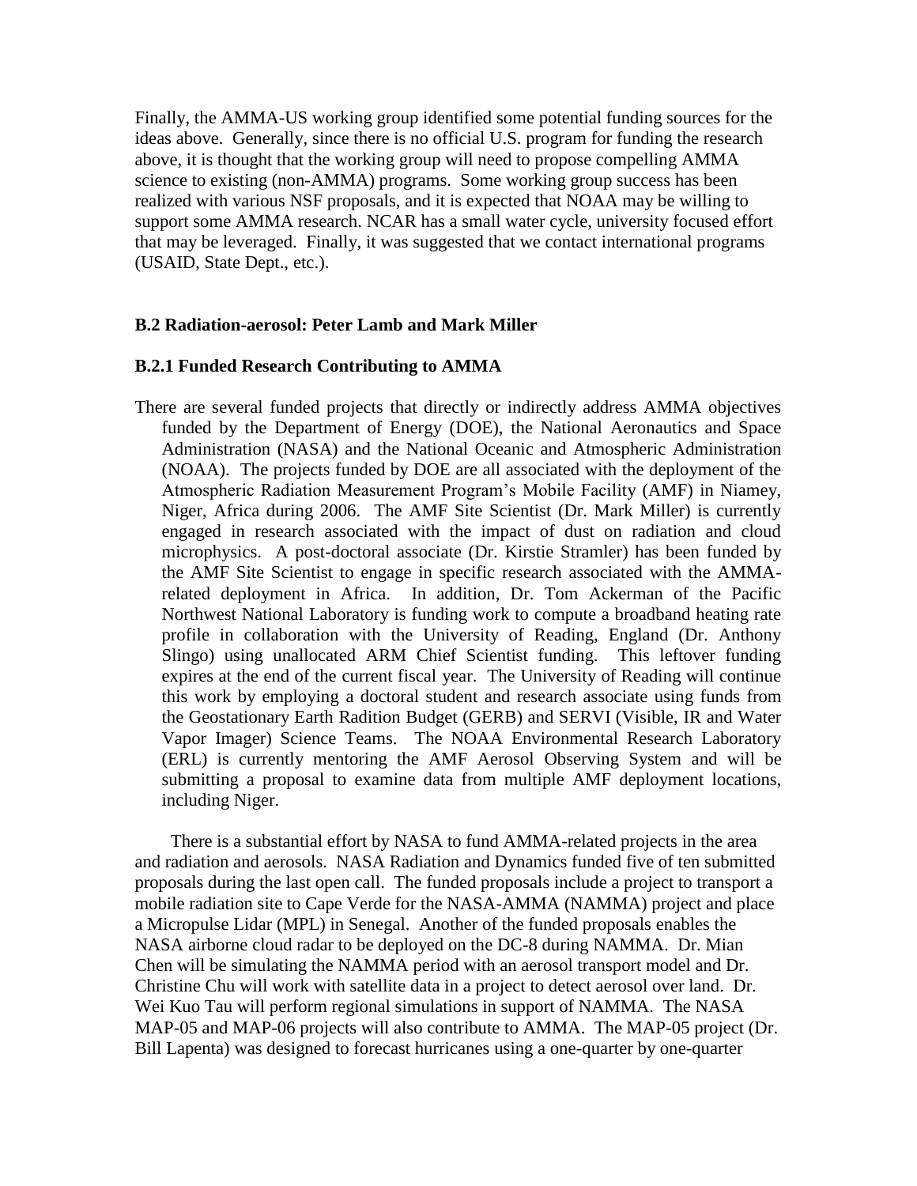Finally, the AMMA-US working group identified some potential funding sources for the ideas above. Generally, since there is no official U.S. program for funding the research above, it is thought that the working group will need to propose compelling AMMA science to existing (non-AMMA) programs. Some working group success has been realized with various NSF proposals, and it is expected that NOAA may be willing to support some AMMA research. NCAR has a small water cycle, university focused effort that may be leveraged. Finally, it was suggested that we contact international programs (USAID, State Dept., etc.).

### B.2 Radiation-aerosol: Peter Lamb and Mark Miller

#### B.2.1 Funded Research Contributing to AMMA

There are several funded projects that directly or indirectly address AMMA objectives funded by the Department of Energy (DOE), the National Aeronautics and Space Administration (NASA) and the National Oceanic and Atmospheric Administration (NOAA). The projects funded by DOE are all associated with the deployment of the Atmospheric Radiation Measurement Program's Mobile Facility (AMF) in Niamey, Niger, Africa during 2006. The AMF Site Scientist (Dr. Mark Miller) is currently engaged in research associated with the impact of dust on radiation and cloud microphysics. A post-doctoral associate (Dr. Kirstie Stramler) has been funded by the AMF Site Scientist to engage in specific research associated with the AMMA-related deployment in Africa. In addition, Dr. Tom Ackerman of the Pacific Northwest National Laboratory is funding work to compute a broadband heating rate profile in collaboration with the University of Reading, England (Dr. Anthony Slingo) using unallocated ARM Chief Scientist funding. This leftover funding expires at the end of the current fiscal year. The University of Reading will continue this work by employing a doctoral student and research associate using funds from the Geostationary Earth Radition Budget (GERB) and SERVI (Visible, IR and Water Vapor Imager) Science Teams. The NOAA Environmental Research Laboratory (ERL) is currently mentoring the AMF Aerosol Observing System and will be submitting a proposal to examine data from multiple AMF deployment locations, including Niger.

There is a substantial effort by NASA to fund AMMA-related projects in the area and radiation and aerosols. NASA Radiation and Dynamics funded five of ten submitted proposals during the last open call. The funded proposals include a project to transport a mobile radiation site to Cape Verde for the NASA-AMMA (NAMMA) project and place a Micropulse Lidar (MPL) in Senegal. Another of the funded proposals enables the NASA airborne cloud radar to be deployed on the DC-8 during NAMMA. Dr. Mian Chen will be simulating the NAMMA period with an aerosol transport model and Dr. Christine Chu will work with satellite data in a project to detect aerosol over land. Dr. Wei Kuo Tau will perform regional simulations in support of NAMMA. The NASA MAP-05 and MAP-06 projects will also contribute to AMMA. The MAP-05 project (Dr. Bill Lapenta) was designed to forecast hurricanes using a one-quarter by one-quarter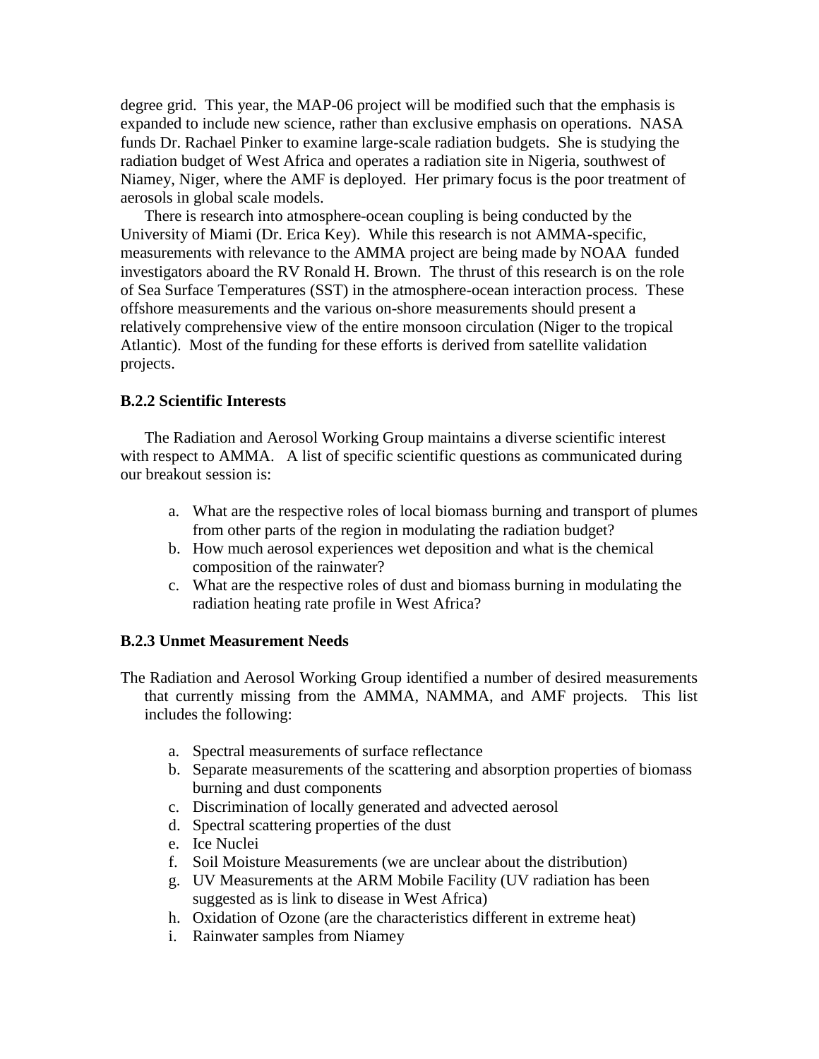degree grid. This year, the MAP-06 project will be modified such that the emphasis is expanded to include new science, rather than exclusive emphasis on operations. NASA funds Dr. Rachael Pinker to examine large-scale radiation budgets. She is studying the radiation budget of West Africa and operates a radiation site in Nigeria, southwest of Niamey, Niger, where the AMF is deployed. Her primary focus is the poor treatment of aerosols in global scale models.

There is research into atmosphere-ocean coupling is being conducted by the University of Miami (Dr. Erica Key). While this research is not AMMA-specific, measurements with relevance to the AMMA project are being made by NOAA funded investigators aboard the RV Ronald H. Brown. The thrust of this research is on the role of Sea Surface Temperatures (SST) in the atmosphere-ocean interaction process. These offshore measurements and the various on-shore measurements should present a relatively comprehensive view of the entire monsoon circulation (Niger to the tropical Atlantic). Most of the funding for these efforts is derived from satellite validation projects.

### B.2.2 Scientific Interests

The Radiation and Aerosol Working Group maintains a diverse scientific interest with respect to AMMA. A list of specific scientific questions as communicated during our breakout session is:

a. What are the respective roles of local biomass burning and transport of plumes from other parts of the region in modulating the radiation budget?
b. How much aerosol experiences wet deposition and what is the chemical composition of the rainwater?
c. What are the respective roles of dust and biomass burning in modulating the radiation heating rate profile in West Africa?

### B.2.3 Unmet Measurement Needs

The Radiation and Aerosol Working Group identified a number of desired measurements that currently missing from the AMMA, NAMMA, and AMF projects. This list includes the following:

a. Spectral measurements of surface reflectance
b. Separate measurements of the scattering and absorption properties of biomass burning and dust components
c. Discrimination of locally generated and advected aerosol
d. Spectral scattering properties of the dust
e. Ice Nuclei
f. Soil Moisture Measurements (we are unclear about the distribution)
g. UV Measurements at the ARM Mobile Facility (UV radiation has been suggested as is link to disease in West Africa)
h. Oxidation of Ozone (are the characteristics different in extreme heat)
i. Rainwater samples from Niamey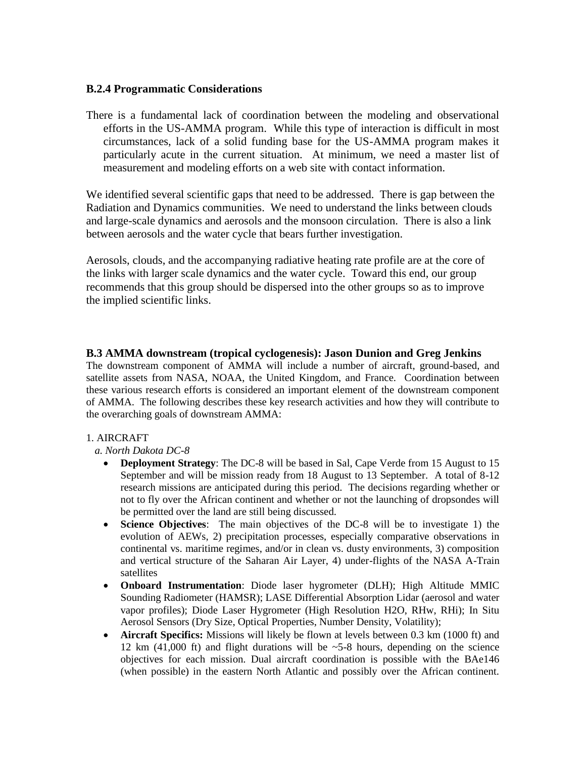### B.2.4 Programmatic Considerations

There is a fundamental lack of coordination between the modeling and observational efforts in the US-AMMA program. While this type of interaction is difficult in most circumstances, lack of a solid funding base for the US-AMMA program makes it particularly acute in the current situation. At minimum, we need a master list of measurement and modeling efforts on a web site with contact information.

We identified several scientific gaps that need to be addressed. There is gap between the Radiation and Dynamics communities. We need to understand the links between clouds and large-scale dynamics and aerosols and the monsoon circulation. There is also a link between aerosols and the water cycle that bears further investigation.

Aerosols, clouds, and the accompanying radiative heating rate profile are at the core of the links with larger scale dynamics and the water cycle. Toward this end, our group recommends that this group should be dispersed into the other groups so as to improve the implied scientific links.

### B.3 AMMA downstream (tropical cyclogenesis): Jason Dunion and Greg Jenkins

The downstream component of AMMA will include a number of aircraft, ground-based, and satellite assets from NASA, NOAA, the United Kingdom, and France. Coordination between these various research efforts is considered an important element of the downstream component of AMMA. The following describes these key research activities and how they will contribute to the overarching goals of downstream AMMA:

1. AIRCRAFT

*a. North Dakota DC-8*

- **Deployment Strategy**: The DC-8 will be based in Sal, Cape Verde from 15 August to 15 September and will be mission ready from 18 August to 13 September. A total of 8-12 research missions are anticipated during this period. The decisions regarding whether or not to fly over the African continent and whether or not the launching of dropsondes will be permitted over the land are still being discussed.
- **Science Objectives**: The main objectives of the DC-8 will be to investigate 1) the evolution of AEWs, 2) precipitation processes, especially comparative observations in continental vs. maritime regimes, and/or in clean vs. dusty environments, 3) composition and vertical structure of the Saharan Air Layer, 4) under-flights of the NASA A-Train satellites
- **Onboard Instrumentation**: Diode laser hygrometer (DLH); High Altitude MMIC Sounding Radiometer (HAMSR); LASE Differential Absorption Lidar (aerosol and water vapor profiles); Diode Laser Hygrometer (High Resolution H2O, RHw, RHi); In Situ Aerosol Sensors (Dry Size, Optical Properties, Number Density, Volatility);
- **Aircraft Specifics:** Missions will likely be flown at levels between 0.3 km (1000 ft) and 12 km (41,000 ft) and flight durations will be ~5-8 hours, depending on the science objectives for each mission. Dual aircraft coordination is possible with the BAe146 (when possible) in the eastern North Atlantic and possibly over the African continent.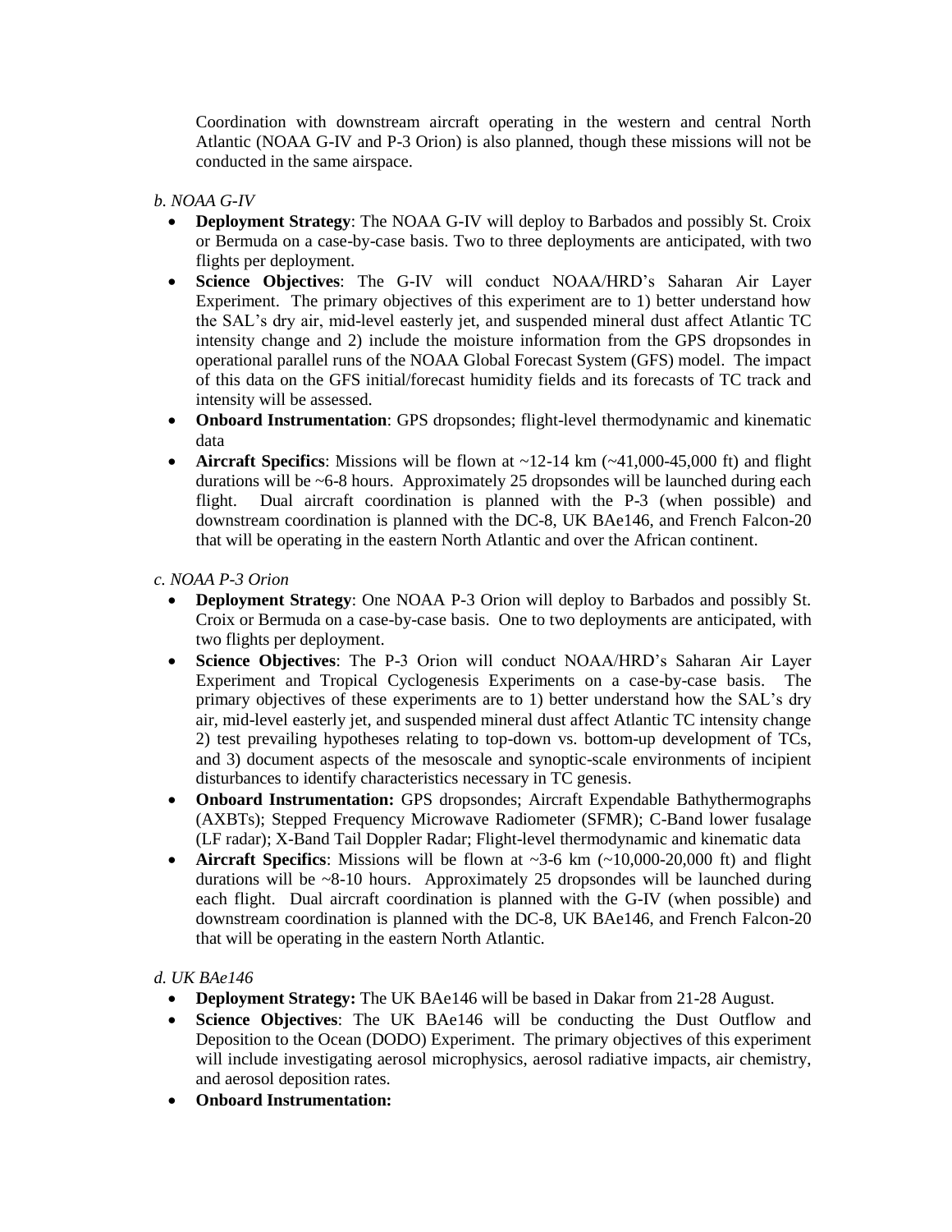Coordination with downstream aircraft operating in the western and central North Atlantic (NOAA G-IV and P-3 Orion) is also planned, though these missions will not be conducted in the same airspace.

*b. NOAA G-IV*

- **Deployment Strategy**: The NOAA G-IV will deploy to Barbados and possibly St. Croix or Bermuda on a case-by-case basis. Two to three deployments are anticipated, with two flights per deployment.
- **Science Objectives**: The G-IV will conduct NOAA/HRD's Saharan Air Layer Experiment. The primary objectives of this experiment are to 1) better understand how the SAL's dry air, mid-level easterly jet, and suspended mineral dust affect Atlantic TC intensity change and 2) include the moisture information from the GPS dropsondes in operational parallel runs of the NOAA Global Forecast System (GFS) model. The impact of this data on the GFS initial/forecast humidity fields and its forecasts of TC track and intensity will be assessed.
- **Onboard Instrumentation**: GPS dropsondes; flight-level thermodynamic and kinematic data
- **Aircraft Specifics**: Missions will be flown at ~12-14 km (~41,000-45,000 ft) and flight durations will be ~6-8 hours. Approximately 25 dropsondes will be launched during each flight. Dual aircraft coordination is planned with the P-3 (when possible) and downstream coordination is planned with the DC-8, UK BAe146, and French Falcon-20 that will be operating in the eastern North Atlantic and over the African continent.

*c. NOAA P-3 Orion*

- **Deployment Strategy**: One NOAA P-3 Orion will deploy to Barbados and possibly St. Croix or Bermuda on a case-by-case basis. One to two deployments are anticipated, with two flights per deployment.
- **Science Objectives**: The P-3 Orion will conduct NOAA/HRD's Saharan Air Layer Experiment and Tropical Cyclogenesis Experiments on a case-by-case basis. The primary objectives of these experiments are to 1) better understand how the SAL's dry air, mid-level easterly jet, and suspended mineral dust affect Atlantic TC intensity change 2) test prevailing hypotheses relating to top-down vs. bottom-up development of TCs, and 3) document aspects of the mesoscale and synoptic-scale environments of incipient disturbances to identify characteristics necessary in TC genesis.
- **Onboard Instrumentation:** GPS dropsondes; Aircraft Expendable Bathythermographs (AXBTs); Stepped Frequency Microwave Radiometer (SFMR); C-Band lower fusalage (LF radar); X-Band Tail Doppler Radar; Flight-level thermodynamic and kinematic data
- **Aircraft Specifics**: Missions will be flown at ~3-6 km (~10,000-20,000 ft) and flight durations will be ~8-10 hours. Approximately 25 dropsondes will be launched during each flight. Dual aircraft coordination is planned with the G-IV (when possible) and downstream coordination is planned with the DC-8, UK BAe146, and French Falcon-20 that will be operating in the eastern North Atlantic.

*d. UK BAe146*

- **Deployment Strategy:** The UK BAe146 will be based in Dakar from 21-28 August.
- **Science Objectives**: The UK BAe146 will be conducting the Dust Outflow and Deposition to the Ocean (DODO) Experiment. The primary objectives of this experiment will include investigating aerosol microphysics, aerosol radiative impacts, air chemistry, and aerosol deposition rates.
- **Onboard Instrumentation:**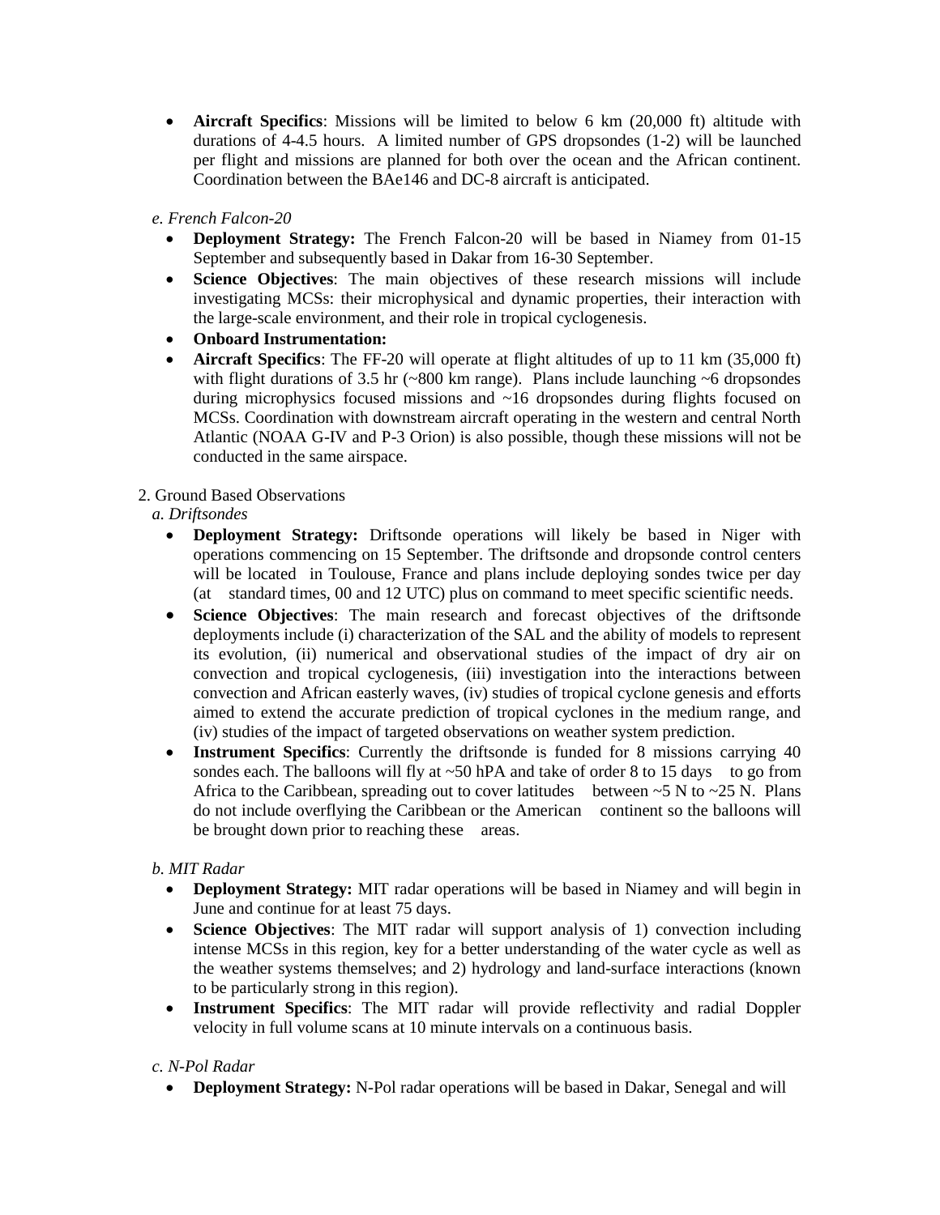- **Aircraft Specifics**: Missions will be limited to below 6 km (20,000 ft) altitude with durations of 4-4.5 hours. A limited number of GPS dropsondes (1-2) will be launched per flight and missions are planned for both over the ocean and the African continent. Coordination between the BAe146 and DC-8 aircraft is anticipated.

*e. French Falcon-20*

- **Deployment Strategy:** The French Falcon-20 will be based in Niamey from 01-15 September and subsequently based in Dakar from 16-30 September.
- **Science Objectives**: The main objectives of these research missions will include investigating MCSs: their microphysical and dynamic properties, their interaction with the large-scale environment, and their role in tropical cyclogenesis.
- **Onboard Instrumentation:**
- **Aircraft Specifics**: The FF-20 will operate at flight altitudes of up to 11 km (35,000 ft) with flight durations of 3.5 hr (~800 km range). Plans include launching ~6 dropsondes during microphysics focused missions and ~16 dropsondes during flights focused on MCSs. Coordination with downstream aircraft operating in the western and central North Atlantic (NOAA G-IV and P-3 Orion) is also possible, though these missions will not be conducted in the same airspace.

2. Ground Based Observations

*a. Driftsondes*

- **Deployment Strategy:** Driftsonde operations will likely be based in Niger with operations commencing on 15 September. The driftsonde and dropsonde control centers will be located in Toulouse, France and plans include deploying sondes twice per day (at standard times, 00 and 12 UTC) plus on command to meet specific scientific needs.
- **Science Objectives**: The main research and forecast objectives of the driftsonde deployments include (i) characterization of the SAL and the ability of models to represent its evolution, (ii) numerical and observational studies of the impact of dry air on convection and tropical cyclogenesis, (iii) investigation into the interactions between convection and African easterly waves, (iv) studies of tropical cyclone genesis and efforts aimed to extend the accurate prediction of tropical cyclones in the medium range, and (iv) studies of the impact of targeted observations on weather system prediction.
- **Instrument Specifics**: Currently the driftsonde is funded for 8 missions carrying 40 sondes each. The balloons will fly at ~50 hPA and take of order 8 to 15 days to go from Africa to the Caribbean, spreading out to cover latitudes between ~5 N to ~25 N. Plans do not include overflying the Caribbean or the American continent so the balloons will be brought down prior to reaching these areas.

*b. MIT Radar*

- **Deployment Strategy:** MIT radar operations will be based in Niamey and will begin in June and continue for at least 75 days.
- **Science Objectives**: The MIT radar will support analysis of 1) convection including intense MCSs in this region, key for a better understanding of the water cycle as well as the weather systems themselves; and 2) hydrology and land-surface interactions (known to be particularly strong in this region).
- **Instrument Specifics**: The MIT radar will provide reflectivity and radial Doppler velocity in full volume scans at 10 minute intervals on a continuous basis.

*c. N-Pol Radar*

- **Deployment Strategy:** N-Pol radar operations will be based in Dakar, Senegal and will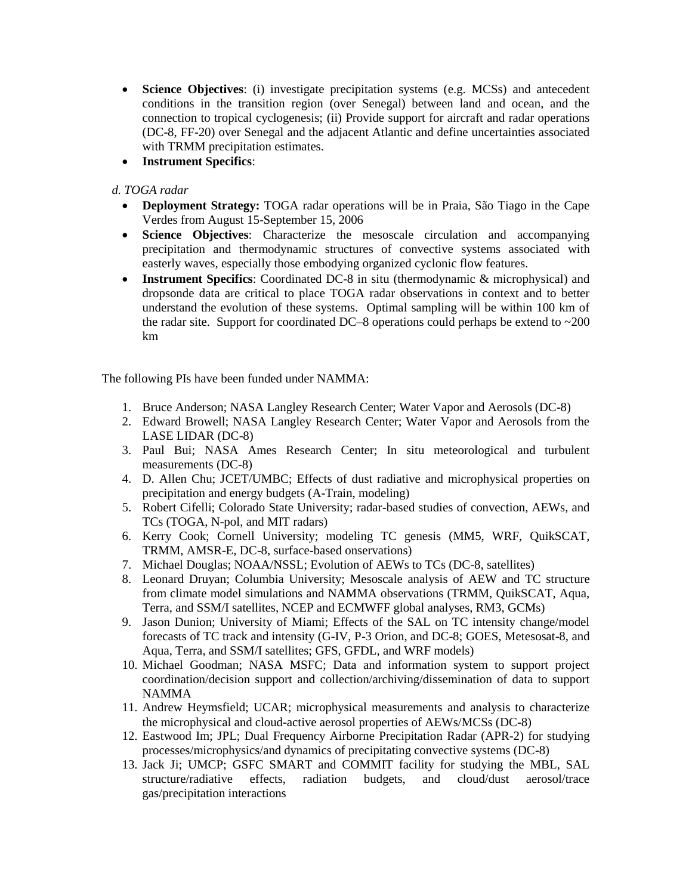- **Science Objectives**: (i) investigate precipitation systems (e.g. MCSs) and antecedent conditions in the transition region (over Senegal) between land and ocean, and the connection to tropical cyclogenesis; (ii) Provide support for aircraft and radar operations (DC-8, FF-20) over Senegal and the adjacent Atlantic and define uncertainties associated with TRMM precipitation estimates.
- **Instrument Specifics**:

*d. TOGA radar*

- **Deployment Strategy:** TOGA radar operations will be in Praia, São Tiago in the Cape Verdes from August 15-September 15, 2006
- **Science Objectives**: Characterize the mesoscale circulation and accompanying precipitation and thermodynamic structures of convective systems associated with easterly waves, especially those embodying organized cyclonic flow features.
- **Instrument Specifics**: Coordinated DC-8 in situ (thermodynamic & microphysical) and dropsonde data are critical to place TOGA radar observations in context and to better understand the evolution of these systems. Optimal sampling will be within 100 km of the radar site. Support for coordinated DC–8 operations could perhaps be extend to ~200 km

The following PIs have been funded under NAMMA:

1. Bruce Anderson; NASA Langley Research Center; Water Vapor and Aerosols (DC-8)
2. Edward Browell; NASA Langley Research Center; Water Vapor and Aerosols from the LASE LIDAR (DC-8)
3. Paul Bui; NASA Ames Research Center; In situ meteorological and turbulent measurements (DC-8)
4. D. Allen Chu; JCET/UMBC; Effects of dust radiative and microphysical properties on precipitation and energy budgets (A-Train, modeling)
5. Robert Cifelli; Colorado State University; radar-based studies of convection, AEWs, and TCs (TOGA, N-pol, and MIT radars)
6. Kerry Cook; Cornell University; modeling TC genesis (MM5, WRF, QuikSCAT, TRMM, AMSR-E, DC-8, surface-based onservations)
7. Michael Douglas; NOAA/NSSL; Evolution of AEWs to TCs (DC-8, satellites)
8. Leonard Druyan; Columbia University; Mesoscale analysis of AEW and TC structure from climate model simulations and NAMMA observations (TRMM, QuikSCAT, Aqua, Terra, and SSM/I satellites, NCEP and ECMWFF global analyses, RM3, GCMs)
9. Jason Dunion; University of Miami; Effects of the SAL on TC intensity change/model forecasts of TC track and intensity (G-IV, P-3 Orion, and DC-8; GOES, Metesosat-8, and Aqua, Terra, and SSM/I satellites; GFS, GFDL, and WRF models)
10. Michael Goodman; NASA MSFC; Data and information system to support project coordination/decision support and collection/archiving/dissemination of data to support NAMMA
11. Andrew Heymsfield; UCAR; microphysical measurements and analysis to characterize the microphysical and cloud-active aerosol properties of AEWs/MCSs (DC-8)
12. Eastwood Im; JPL; Dual Frequency Airborne Precipitation Radar (APR-2) for studying processes/microphysics/and dynamics of precipitating convective systems (DC-8)
13. Jack Ji; UMCP; GSFC SMART and COMMIT facility for studying the MBL, SAL structure/radiative effects, radiation budgets, and cloud/dust aerosol/trace gas/precipitation interactions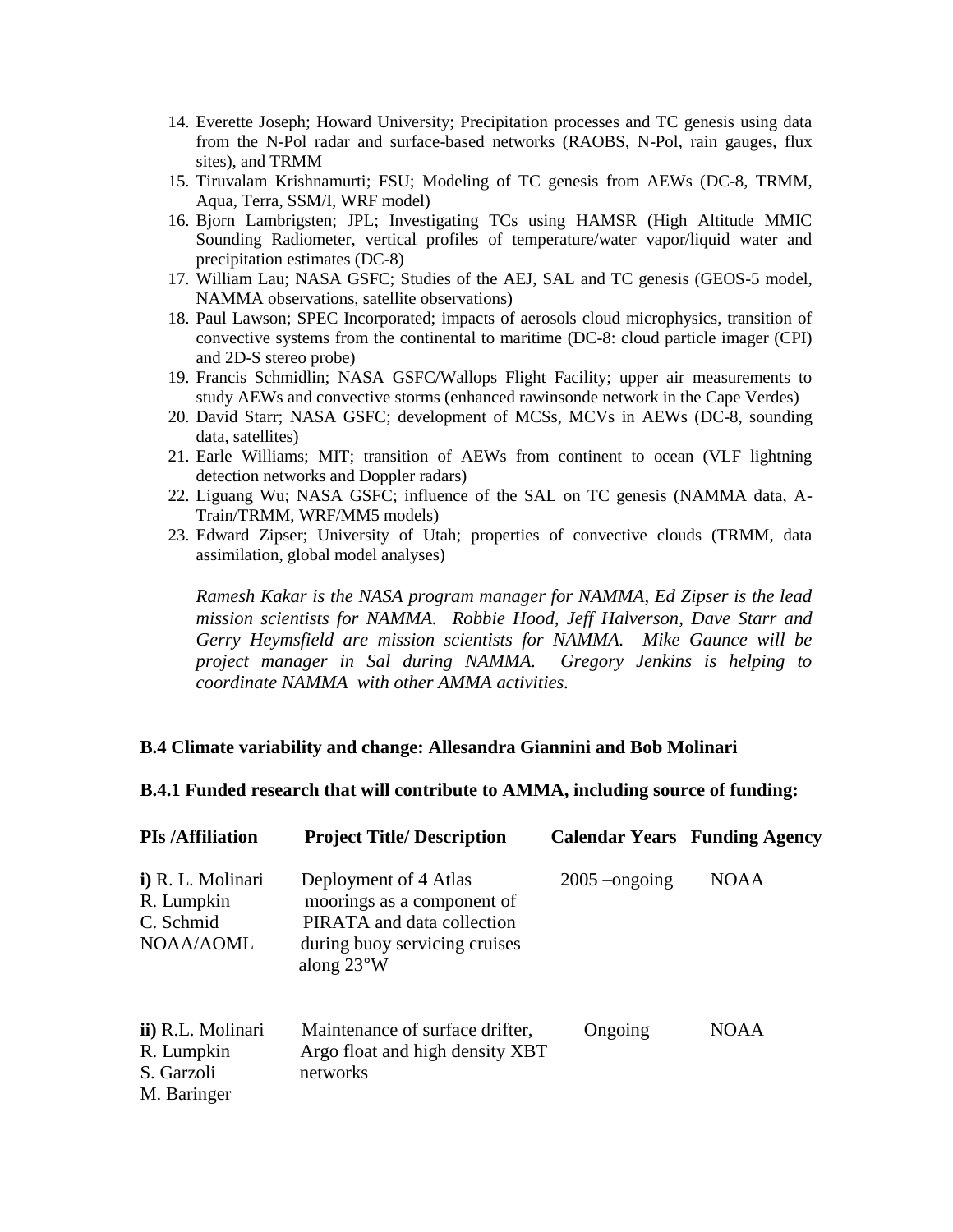14. Everette Joseph; Howard University; Precipitation processes and TC genesis using data from the N-Pol radar and surface-based networks (RAOBS, N-Pol, rain gauges, flux sites), and TRMM
15. Tiruvalam Krishnamurti; FSU; Modeling of TC genesis from AEWs (DC-8, TRMM, Aqua, Terra, SSM/I, WRF model)
16. Bjorn Lambrigsten; JPL; Investigating TCs using HAMSR (High Altitude MMIC Sounding Radiometer, vertical profiles of temperature/water vapor/liquid water and precipitation estimates (DC-8)
17. William Lau; NASA GSFC; Studies of the AEJ, SAL and TC genesis (GEOS-5 model, NAMMA observations, satellite observations)
18. Paul Lawson; SPEC Incorporated; impacts of aerosols cloud microphysics, transition of convective systems from the continental to maritime (DC-8: cloud particle imager (CPI) and 2D-S stereo probe)
19. Francis Schmidlin; NASA GSFC/Wallops Flight Facility; upper air measurements to study AEWs and convective storms (enhanced rawinsonde network in the Cape Verdes)
20. David Starr; NASA GSFC; development of MCSs, MCVs in AEWs (DC-8, sounding data, satellites)
21. Earle Williams; MIT; transition of AEWs from continent to ocean (VLF lightning detection networks and Doppler radars)
22. Liguang Wu; NASA GSFC; influence of the SAL on TC genesis (NAMMA data, A-Train/TRMM, WRF/MM5 models)
23. Edward Zipser; University of Utah; properties of convective clouds (TRMM, data assimilation, global model analyses)

*Ramesh Kakar is the NASA program manager for NAMMA, Ed Zipser is the lead mission scientists for NAMMA. Robbie Hood, Jeff Halverson, Dave Starr and Gerry Heymsfield are mission scientists for NAMMA. Mike Gaunce will be project manager in Sal during NAMMA. Gregory Jenkins is helping to coordinate NAMMA with other AMMA activities.*

**B.4 Climate variability and change: Allesandra Giannini and Bob Molinari**

**B.4.1 Funded research that will contribute to AMMA, including source of funding:**

| PIs /Affiliation | Project Title/ Description | Calendar Years | Funding Agency |
|---|---|---|---|
| **i)** R. L. Molinari<br>R. Lumpkin<br>C. Schmid<br>NOAA/AOML | Deployment of 4 Atlas moorings as a component of PIRATA and data collection during buoy servicing cruises along 23°W | 2005 –ongoing | NOAA |
| **ii)** R.L. Molinari<br>R. Lumpkin<br>S. Garzoli<br>M. Baringer | Maintenance of surface drifter, Argo float and high density XBT networks | Ongoing | NOAA |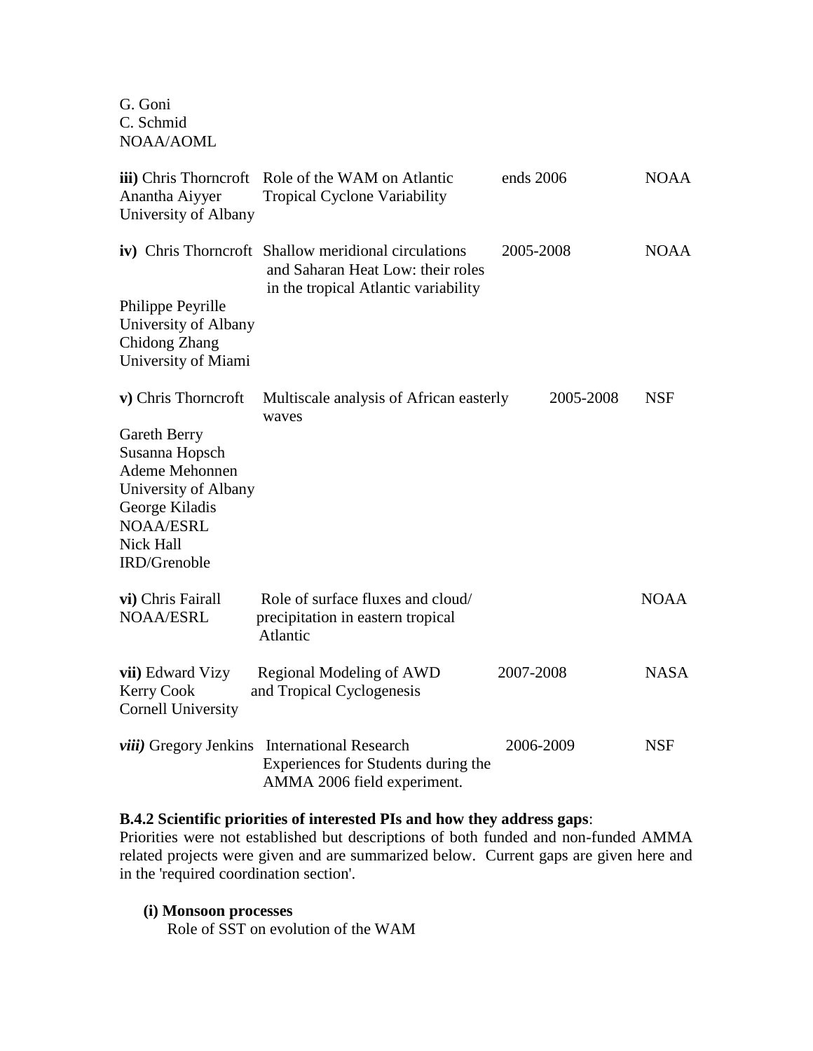G. Goni
C. Schmid
NOAA/AOML

| | | | |
|---|---|---|---|
| **iii)** Chris Thorncroft<br>Anantha Aiyyer<br>University of Albany | Role of the WAM on Atlantic Tropical Cyclone Variability | ends 2006 | NOAA |
| **iv)** Chris Thorncroft<br>Philippe Peyrille<br>University of Albany<br>Chidong Zhang<br>University of Miami | Shallow meridional circulations and Saharan Heat Low: their roles in the tropical Atlantic variability | 2005-2008 | NOAA |
| **v)** Chris Thorncroft<br>Gareth Berry<br>Susanna Hopsch<br>Ademe Mehonnen<br>University of Albany<br>George Kiladis<br>NOAA/ESRL<br>Nick Hall<br>IRD/Grenoble | Multiscale analysis of African easterly waves | 2005-2008 | NSF |
| **vi)** Chris Fairall<br>NOAA/ESRL | Role of surface fluxes and cloud/ precipitation in eastern tropical Atlantic | | NOAA |
| **vii)** Edward Vizy<br>Kerry Cook<br>Cornell University | Regional Modeling of AWD and Tropical Cyclogenesis | 2007-2008 | NASA |
| ***viii)*** Gregory Jenkins | International Research Experiences for Students during the AMMA 2006 field experiment. | 2006-2009 | NSF |

**B.4.2 Scientific priorities of interested PIs and how they address gaps**:
Priorities were not established but descriptions of both funded and non-funded AMMA related projects were given and are summarized below. Current gaps are given here and in the 'required coordination section'.

**(i) Monsoon processes**
Role of SST on evolution of the WAM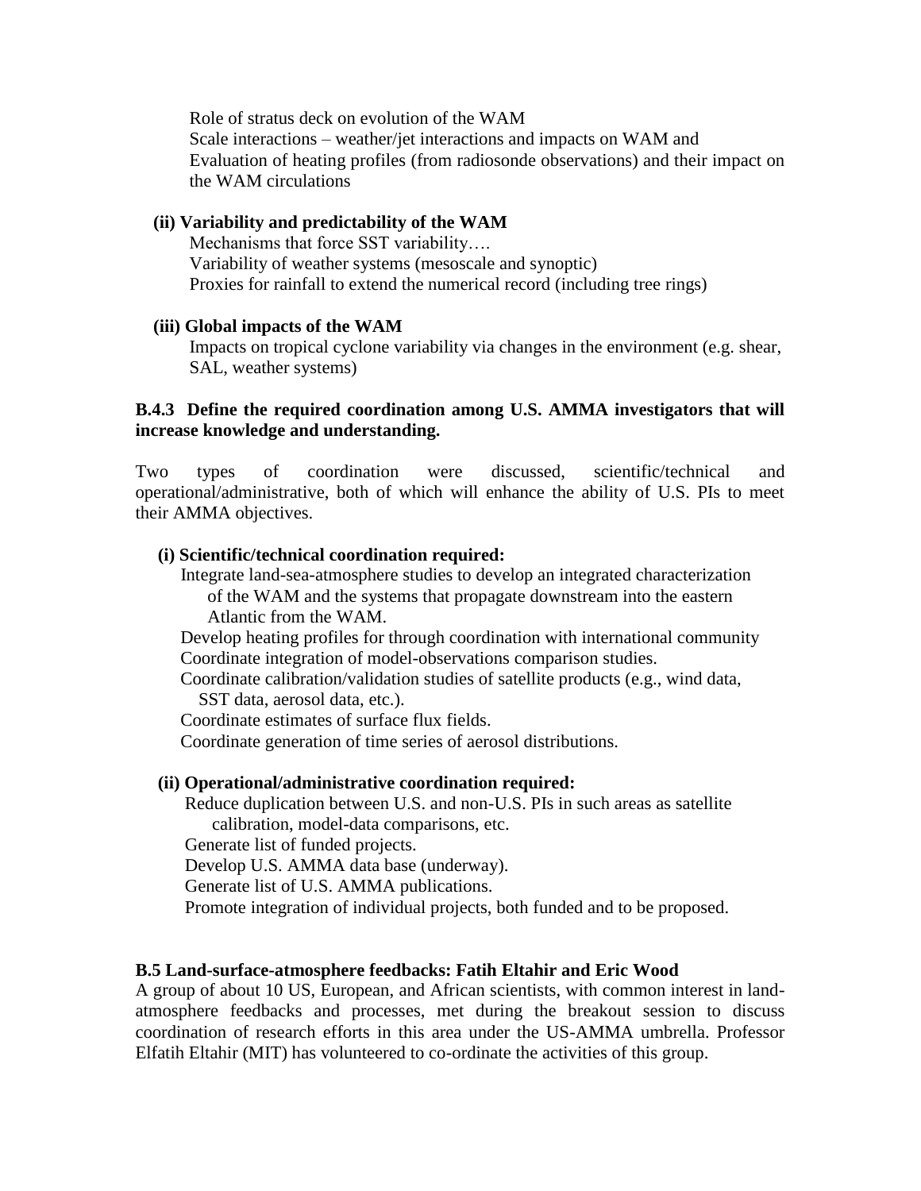Role of stratus deck on evolution of the WAM
Scale interactions – weather/jet interactions and impacts on WAM and
Evaluation of heating profiles (from radiosonde observations) and their impact on the WAM circulations

**(ii) Variability and predictability of the WAM**

Mechanisms that force SST variability….
Variability of weather systems (mesoscale and synoptic)
Proxies for rainfall to extend the numerical record (including tree rings)

**(iii) Global impacts of the WAM**

Impacts on tropical cyclone variability via changes in the environment (e.g. shear, SAL, weather systems)

### B.4.3 Define the required coordination among U.S. AMMA investigators that will increase knowledge and understanding.

Two types of coordination were discussed, scientific/technical and operational/administrative, both of which will enhance the ability of U.S. PIs to meet their AMMA objectives.

**(i) Scientific/technical coordination required:**

Integrate land-sea-atmosphere studies to develop an integrated characterization of the WAM and the systems that propagate downstream into the eastern Atlantic from the WAM.
Develop heating profiles for through coordination with international community
Coordinate integration of model-observations comparison studies.
Coordinate calibration/validation studies of satellite products (e.g., wind data, SST data, aerosol data, etc.).
Coordinate estimates of surface flux fields.
Coordinate generation of time series of aerosol distributions.

**(ii) Operational/administrative coordination required:**

Reduce duplication between U.S. and non-U.S. PIs in such areas as satellite calibration, model-data comparisons, etc.
Generate list of funded projects.
Develop U.S. AMMA data base (underway).
Generate list of U.S. AMMA publications.
Promote integration of individual projects, both funded and to be proposed.

### B.5 Land-surface-atmosphere feedbacks: Fatih Eltahir and Eric Wood

A group of about 10 US, European, and African scientists, with common interest in land-atmosphere feedbacks and processes, met during the breakout session to discuss coordination of research efforts in this area under the US-AMMA umbrella. Professor Elfatih Eltahir (MIT) has volunteered to co-ordinate the activities of this group.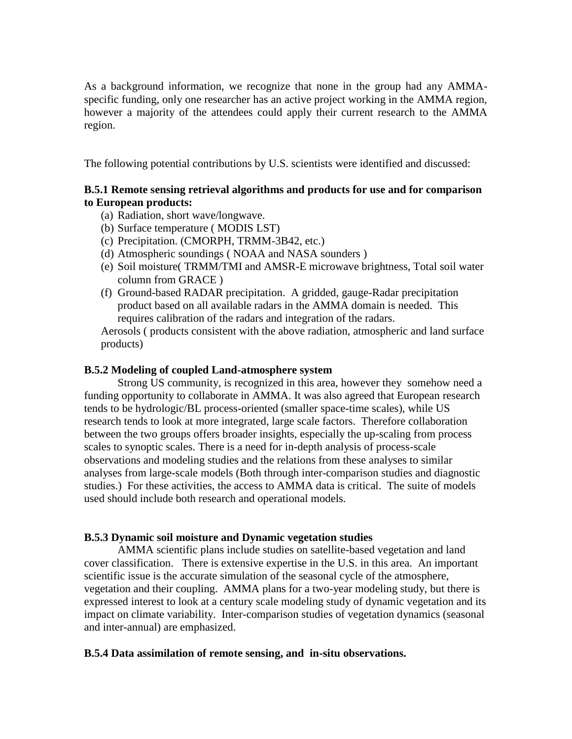As a background information, we recognize that none in the group had any AMMA-specific funding, only one researcher has an active project working in the AMMA region, however a majority of the attendees could apply their current research to the AMMA region.

The following potential contributions by U.S. scientists were identified and discussed:

**B.5.1 Remote sensing retrieval algorithms and products for use and for comparison to European products:**

(a) Radiation, short wave/longwave.
(b) Surface temperature ( MODIS LST)
(c) Precipitation. (CMORPH, TRMM-3B42, etc.)
(d) Atmospheric soundings ( NOAA and NASA sounders )
(e) Soil moisture( TRMM/TMI and AMSR-E microwave brightness, Total soil water column from GRACE )
(f) Ground-based RADAR precipitation. A gridded, gauge-Radar precipitation product based on all available radars in the AMMA domain is needed. This requires calibration of the radars and integration of the radars.

Aerosols ( products consistent with the above radiation, atmospheric and land surface products)

**B.5.2 Modeling of coupled Land-atmosphere system**

Strong US community, is recognized in this area, however they somehow need a funding opportunity to collaborate in AMMA. It was also agreed that European research tends to be hydrologic/BL process-oriented (smaller space-time scales), while US research tends to look at more integrated, large scale factors. Therefore collaboration between the two groups offers broader insights, especially the up-scaling from process scales to synoptic scales. There is a need for in-depth analysis of process-scale observations and modeling studies and the relations from these analyses to similar analyses from large-scale models (Both through inter-comparison studies and diagnostic studies.) For these activities, the access to AMMA data is critical. The suite of models used should include both research and operational models.

**B.5.3 Dynamic soil moisture and Dynamic vegetation studies**

AMMA scientific plans include studies on satellite-based vegetation and land cover classification. There is extensive expertise in the U.S. in this area. An important scientific issue is the accurate simulation of the seasonal cycle of the atmosphere, vegetation and their coupling. AMMA plans for a two-year modeling study, but there is expressed interest to look at a century scale modeling study of dynamic vegetation and its impact on climate variability. Inter-comparison studies of vegetation dynamics (seasonal and inter-annual) are emphasized.

**B.5.4 Data assimilation of remote sensing, and in-situ observations.**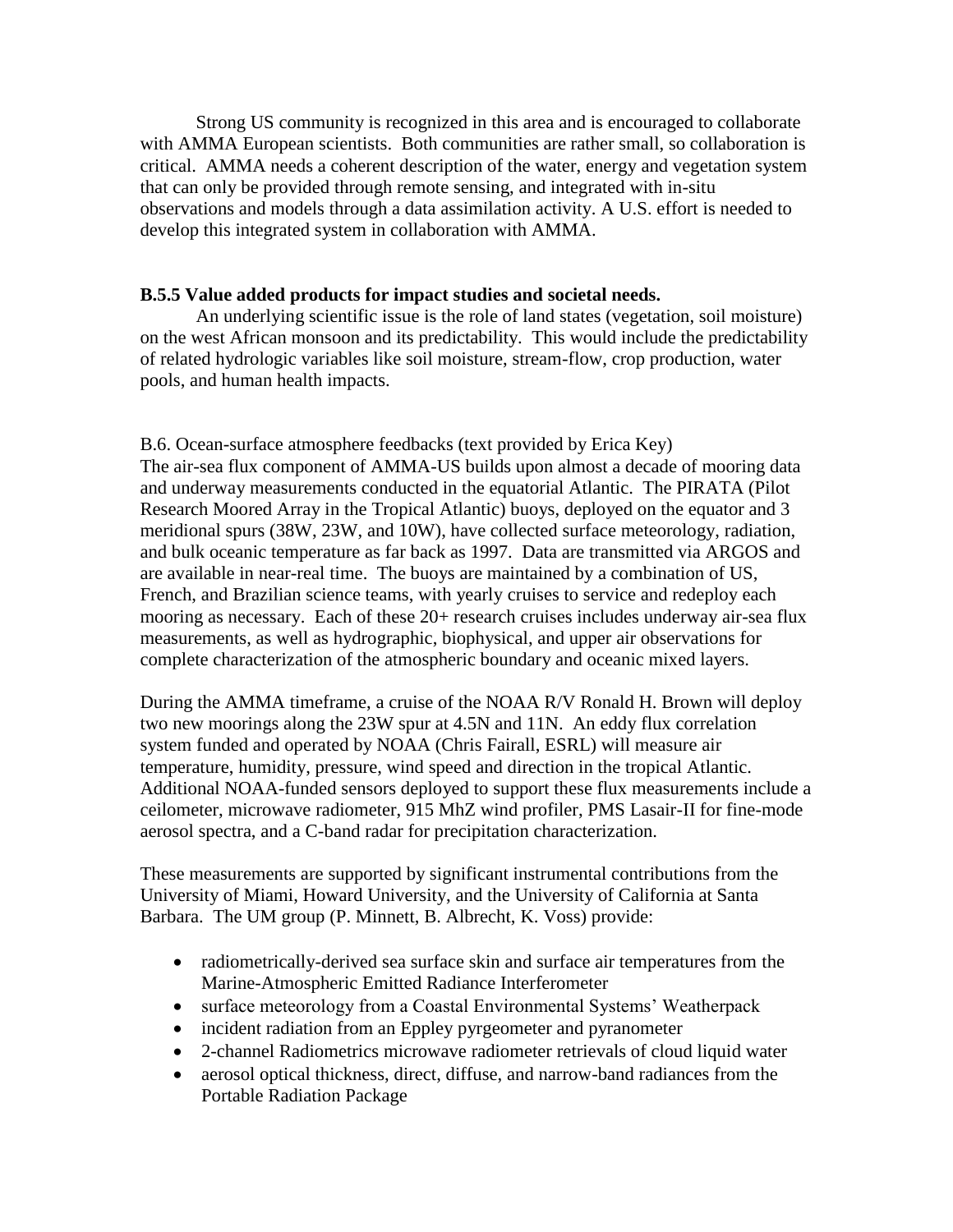Strong US community is recognized in this area and is encouraged to collaborate with AMMA European scientists. Both communities are rather small, so collaboration is critical. AMMA needs a coherent description of the water, energy and vegetation system that can only be provided through remote sensing, and integrated with in-situ observations and models through a data assimilation activity. A U.S. effort is needed to develop this integrated system in collaboration with AMMA.

**B.5.5 Value added products for impact studies and societal needs.**

An underlying scientific issue is the role of land states (vegetation, soil moisture) on the west African monsoon and its predictability. This would include the predictability of related hydrologic variables like soil moisture, stream-flow, crop production, water pools, and human health impacts.

B.6. Ocean-surface atmosphere feedbacks (text provided by Erica Key)

The air-sea flux component of AMMA-US builds upon almost a decade of mooring data and underway measurements conducted in the equatorial Atlantic. The PIRATA (Pilot Research Moored Array in the Tropical Atlantic) buoys, deployed on the equator and 3 meridional spurs (38W, 23W, and 10W), have collected surface meteorology, radiation, and bulk oceanic temperature as far back as 1997. Data are transmitted via ARGOS and are available in near-real time. The buoys are maintained by a combination of US, French, and Brazilian science teams, with yearly cruises to service and redeploy each mooring as necessary. Each of these 20+ research cruises includes underway air-sea flux measurements, as well as hydrographic, biophysical, and upper air observations for complete characterization of the atmospheric boundary and oceanic mixed layers.

During the AMMA timeframe, a cruise of the NOAA R/V Ronald H. Brown will deploy two new moorings along the 23W spur at 4.5N and 11N. An eddy flux correlation system funded and operated by NOAA (Chris Fairall, ESRL) will measure air temperature, humidity, pressure, wind speed and direction in the tropical Atlantic. Additional NOAA-funded sensors deployed to support these flux measurements include a ceilometer, microwave radiometer, 915 MhZ wind profiler, PMS Lasair-II for fine-mode aerosol spectra, and a C-band radar for precipitation characterization.

These measurements are supported by significant instrumental contributions from the University of Miami, Howard University, and the University of California at Santa Barbara. The UM group (P. Minnett, B. Albrecht, K. Voss) provide:

- radiometrically-derived sea surface skin and surface air temperatures from the Marine-Atmospheric Emitted Radiance Interferometer
- surface meteorology from a Coastal Environmental Systems' Weatherpack
- incident radiation from an Eppley pyrgeometer and pyranometer
- 2-channel Radiometrics microwave radiometer retrievals of cloud liquid water
- aerosol optical thickness, direct, diffuse, and narrow-band radiances from the Portable Radiation Package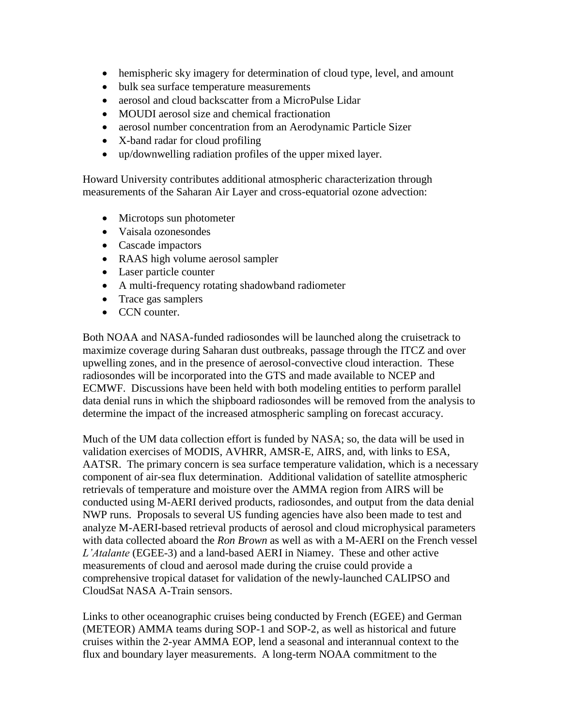- hemispheric sky imagery for determination of cloud type, level, and amount
- bulk sea surface temperature measurements
- aerosol and cloud backscatter from a MicroPulse Lidar
- MOUDI aerosol size and chemical fractionation
- aerosol number concentration from an Aerodynamic Particle Sizer
- X-band radar for cloud profiling
- up/downwelling radiation profiles of the upper mixed layer.

Howard University contributes additional atmospheric characterization through measurements of the Saharan Air Layer and cross-equatorial ozone advection:

- Microtops sun photometer
- Vaisala ozonesondes
- Cascade impactors
- RAAS high volume aerosol sampler
- Laser particle counter
- A multi-frequency rotating shadowband radiometer
- Trace gas samplers
- CCN counter.

Both NOAA and NASA-funded radiosondes will be launched along the cruisetrack to maximize coverage during Saharan dust outbreaks, passage through the ITCZ and over upwelling zones, and in the presence of aerosol-convective cloud interaction. These radiosondes will be incorporated into the GTS and made available to NCEP and ECMWF. Discussions have been held with both modeling entities to perform parallel data denial runs in which the shipboard radiosondes will be removed from the analysis to determine the impact of the increased atmospheric sampling on forecast accuracy.

Much of the UM data collection effort is funded by NASA; so, the data will be used in validation exercises of MODIS, AVHRR, AMSR-E, AIRS, and, with links to ESA, AATSR. The primary concern is sea surface temperature validation, which is a necessary component of air-sea flux determination. Additional validation of satellite atmospheric retrievals of temperature and moisture over the AMMA region from AIRS will be conducted using M-AERI derived products, radiosondes, and output from the data denial NWP runs. Proposals to several US funding agencies have also been made to test and analyze M-AERI-based retrieval products of aerosol and cloud microphysical parameters with data collected aboard the *Ron Brown* as well as with a M-AERI on the French vessel *L'Atalante* (EGEE-3) and a land-based AERI in Niamey. These and other active measurements of cloud and aerosol made during the cruise could provide a comprehensive tropical dataset for validation of the newly-launched CALIPSO and CloudSat NASA A-Train sensors.

Links to other oceanographic cruises being conducted by French (EGEE) and German (METEOR) AMMA teams during SOP-1 and SOP-2, as well as historical and future cruises within the 2-year AMMA EOP, lend a seasonal and interannual context to the flux and boundary layer measurements. A long-term NOAA commitment to the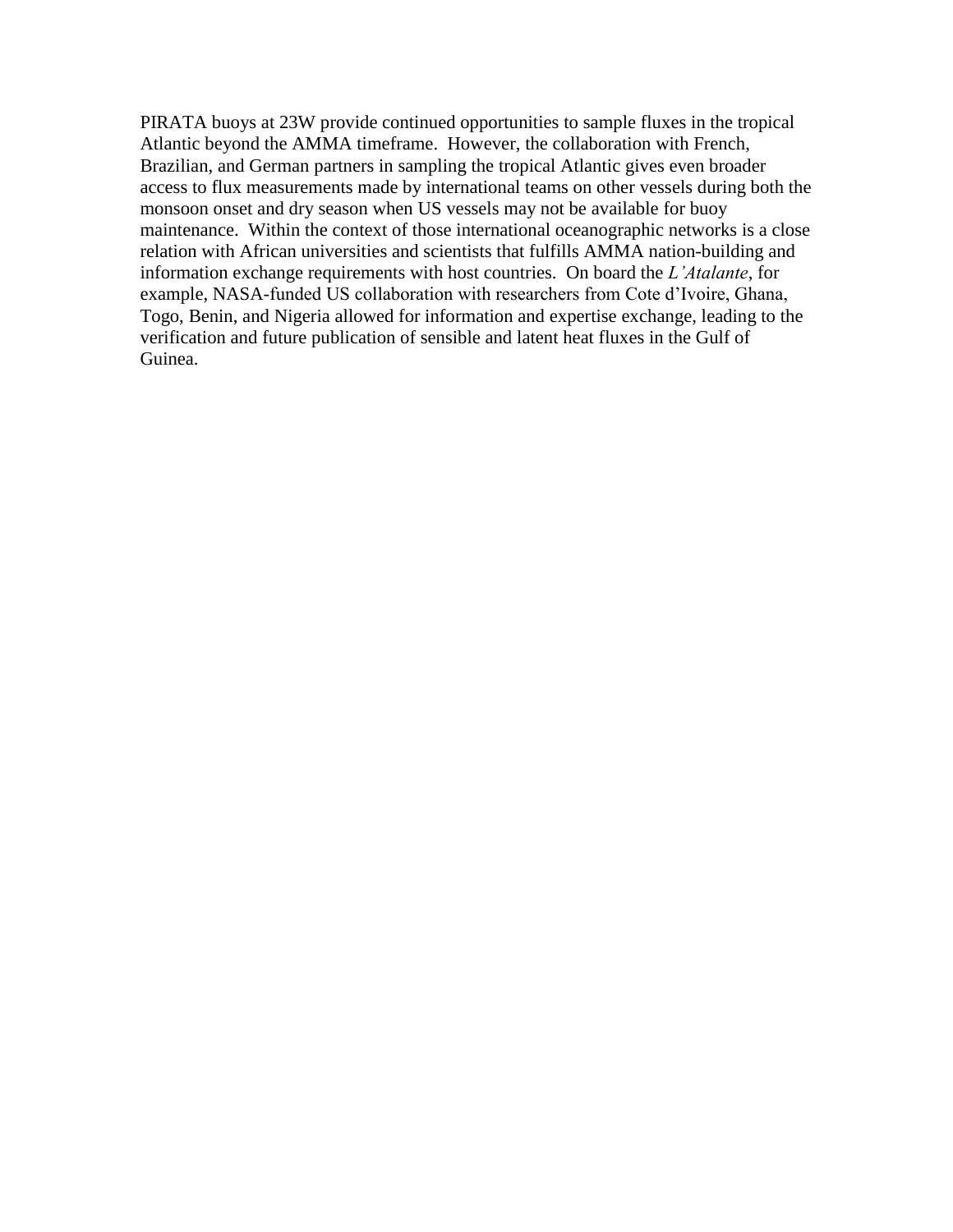PIRATA buoys at 23W provide continued opportunities to sample fluxes in the tropical Atlantic beyond the AMMA timeframe. However, the collaboration with French, Brazilian, and German partners in sampling the tropical Atlantic gives even broader access to flux measurements made by international teams on other vessels during both the monsoon onset and dry season when US vessels may not be available for buoy maintenance. Within the context of those international oceanographic networks is a close relation with African universities and scientists that fulfills AMMA nation-building and information exchange requirements with host countries. On board the *L'Atalante*, for example, NASA-funded US collaboration with researchers from Cote d'Ivoire, Ghana, Togo, Benin, and Nigeria allowed for information and expertise exchange, leading to the verification and future publication of sensible and latent heat fluxes in the Gulf of Guinea.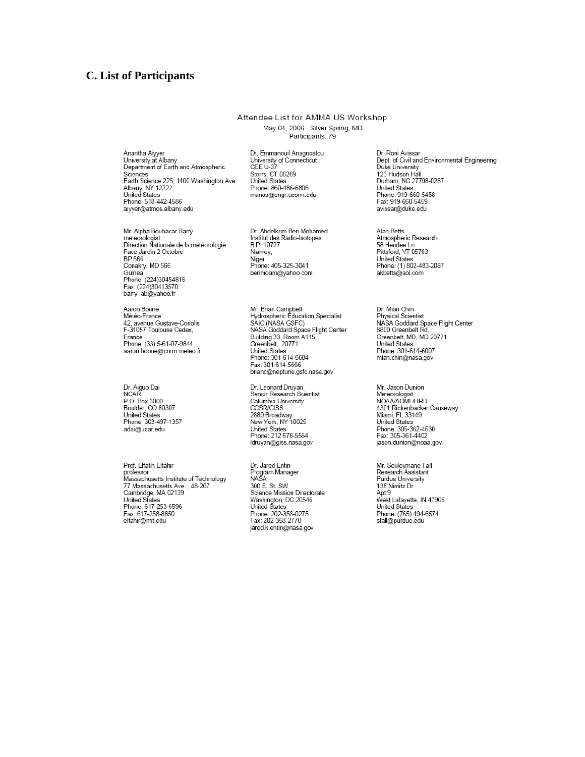## C. List of Participants

Attendee List for AMMA US Workshop

May 04, 2006 Silver Spring, MD

Participants: 79

Anantha Aiyyer
University at Albany
Department of Earth and Atmospheric Sciences
Earth Science 225, 1400 Washington Ave.
Albany, NY 12222
United States
Phone: 518-442-4586
aiyyer@atmos.albany.edu

Dr. Emmanouil Anagnostou
University of Connecticut
CEE U-37
Storrs, CT 06269
United States
Phone: 860-486-6806
manos@engr.uconn.edu

Dr. Roni Avissar
Dept. of Civil and Environmental Engineering
Duke University
123 Hudson Hall
Durham, NC 27708-0287
United States
Phone: 919-660-5458
Fax: 919-660-5459
avissar@duke.edu

Mr. Alpha Boubacar Barry
meteorologist
Direction Nationale de la météorologie
Face Jardin 2 Octobre
BP 566
Conakry, MD 566
Guinea
Phone: (224)30454815
Fax: (224)30413570
barry_ab@yahoo.fr

Dr. Abdelkrim Ben Mohamed
Institut des Radio-Isotopes
B.P. 10727
Niamey,
Niger
Phone: 405-325-3041
benmoam@yahoo.com

Alan Betts
Atmospheric Research
58 Hendee Ln.
Pittsford, VT 05763
United States
Phone: (1) 802-483-2087
akbetts@aol.com

Aaron Boone
Météo-France
42, avenue Gustave-Coriolis
F-31057 Toulouse Cedex,
France
Phone: (33) 5-61-07-9844
aaron.boone@cnrm.meteo.fr

Mr. Brian Campbell
Hydrospheric Education Specialist
SAIC (NASA GSFC)
NASA Goddard Space Flight Center
Building 33, Room A115
Greenbelt, 20771
United States
Phone: 301-614-5684
Fax: 301-614-5666
brianc@neptune.gsfc.nasa.gov

Dr. Mian Chin
Physical Scientist
NASA Goddard Space Flight Center
8800 Greenbelt Rd.
Greenbelt, MD, MD 20771
United States
Phone: 301-614-6007
mian.chin@nasa.gov

Dr. Aiguo Dai
NCAR
P.O. Box 3000
Boulder, CO 80307
United States
Phone: 303-497-1357
adai@ucar.edu

Dr. Leonard Druyan
Senior Research Scientist
Columbia University
CCSR/GISS
2880 Broadway
New York, NY 10025
United States
Phone: 212 678-5564
ldruyan@giss.nasa.gov

Mr. Jason Dunion
Meteorologist
NOAA/AOML/HRD
4301 Rickenbacker Causeway
Miami, FL 33149
United States
Phone: 305-362-4530
Fax: 305-361-4402
jason.dunion@noaa.gov

Prof. Elfatih Eltahir
professor
Massachusetts Institute of Technology
77 Massachusetts Ave. , 48-207
Cambridge, MA 02139
United States
Phone: 617-253-6596
Fax: 617-258-8850
eltahir@mit.edu

Dr. Jared Entin
Program Manager
NASA
300 E. St. SW
Science Mission Directorate
Washington, DC 20546
United States
Phone: 202-358-0275
Fax: 202-358-2770
jared.k.entin@nasa.gov

Mr. Souleymane Fall
Research Assistant
Purdue University
138 Nimitz Dr
Apt 9
West Lafayette, IN 47906
United States
Phone: (765) 494-6574
sfall@purdue.edu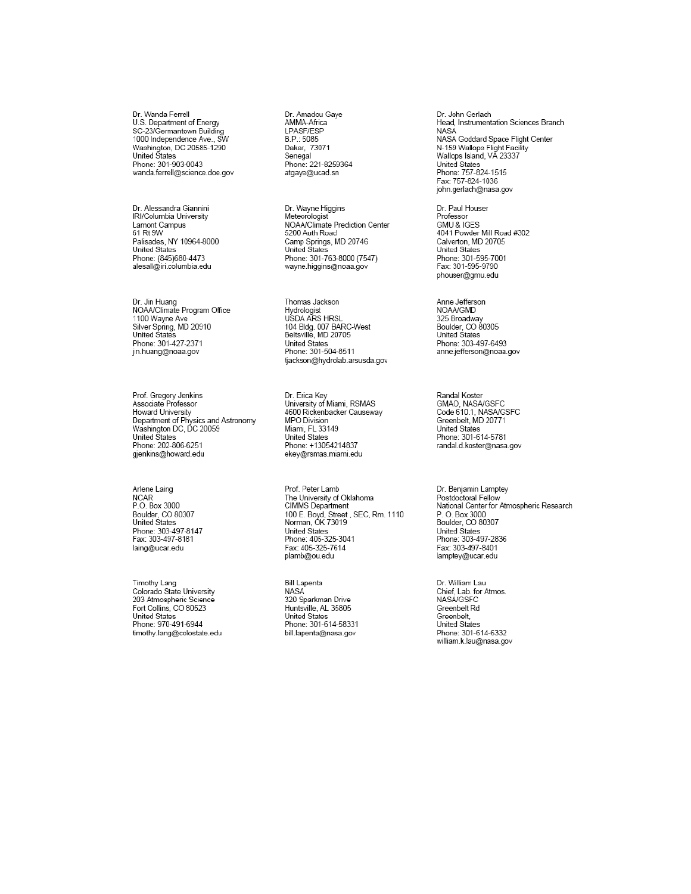Dr. Wanda Ferrell
U.S. Department of Energy
SC-23/Germantown Building
1000 Independence Ave., SW
Washington, DC 20585-1290
United States
Phone: 301-903-0043
wanda.ferrell@science.doe.gov

Dr. Amadou Gaye
AMMA-Africa
LPASF/ESP
B.P.: 5085
Dakar, 73071
Senegal
Phone: 221-8259364
atgaye@ucad.sn

Dr. John Gerlach
Head, Instrumentation Sciences Branch
NASA
NASA Goddard Space Flight Center
N-159 Wallops Flight Facility
Wallops Island, VA 23337
United States
Phone: 757-824-1515
Fax: 757-824-1036
john.gerlach@nasa.gov

Dr. Alessandra Giannini
IRI/Columbia University
Lamont Campus
61 Rt 9W
Palisades, NY 10964-8000
United States
Phone: (845)680-4473
alesall@iri.columbia.edu

Dr. Wayne Higgins
Meteorologist
NOAA/Climate Prediction Center
5200 Auth Road
Camp Springs, MD 20746
United States
Phone: 301-763-8000 (7547)
wayne.higgins@noaa.gov

Dr. Paul Houser
Professor
GMU & IGES
4041 Powder Mill Road #302
Calverton, MD 20705
United States
Phone: 301-595-7001
Fax: 301-595-9790
phouser@gmu.edu

Dr. Jin Huang
NOAA/Climate Program Office
1100 Wayne Ave
Silver Spring, MD 20910
United States
Phone: 301-427-2371
jin.huang@noaa.gov

Thomas Jackson
Hydrologist
USDA ARS HRSL
104 Bldg. 007 BARC-West
Beltsville, MD 20705
United States
Phone: 301-504-8511
tjackson@hydrolab.arsusda.gov

Anne Jefferson
NOAA/GMD
325 Broadway
Boulder, CO 80305
United States
Phone: 303-497-6493
anne.jefferson@noaa.gov

Prof. Gregory Jenkins
Associate Professor
Howard University
Department of Physics and Astronomy
Washington DC, DC 20059
United States
Phone: 202-806-6251
gjenkins@howard.edu

Dr. Erica Key
University of Miami, RSMAS
4600 Rickenbacker Causeway
MPO Division
Miami, FL 33149
United States
Phone: +13054214837
ekey@rsmas.miami.edu

Randal Koster
GMAO, NASA/GSFC
Code 610.1, NASA/GSFC
Greenbelt, MD 20771
United States
Phone: 301-614-5781
randal.d.koster@nasa.gov

Arlene Laing
NCAR
P.O. Box 3000
Boulder, CO 80307
United States
Phone: 303-497-8147
Fax: 303-497-8181
laing@ucar.edu

Prof. Peter Lamb
The University of Oklahoma
CIMMS Department
100 E. Boyd, Street , SEC, Rm. 1110
Norman, OK 73019
United States
Phone: 405-325-3041
Fax: 405-325-7614
plamb@ou.edu

Dr. Benjamin Lamptey
Postdoctoral Fellow
National Center for Atmospheric Research
P. O. Box 3000
Boulder, CO 80307
United States
Phone: 303-497-2836
Fax: 303-497-8401
lamptey@ucar.edu

Timothy Lang
Colorado State University
203 Atmospheric Science
Fort Collins, CO 80523
United States
Phone: 970-491-6944
timothy.lang@colostate.edu

Bill Lapenta
NASA
320 Sparkman Drive
Huntsville, AL 35805
United States
Phone: 301-614-58331
bill.lapenta@nasa.gov

Dr. William Lau
Chief, Lab. for Atmos.
NASA/GSFC
Greenbelt Rd
Greenbelt,
United States
Phone: 301-614-6332
william.k.lau@nasa.gov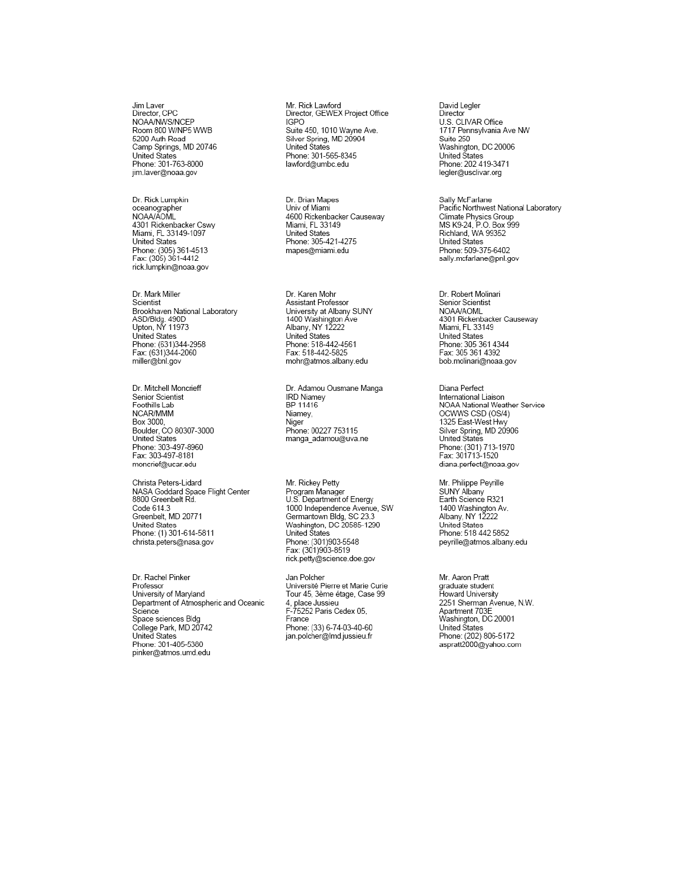Jim Laver
Director, CPC
NOAA/NWS/NCEP
Room 800 W/NP5 WWB
5200 Auth Road
Camp Springs, MD 20746
United States
Phone: 301-763-8000
jim.laver@noaa.gov

Mr. Rick Lawford
Director, GEWEX Project Office
IGPO
Suite 450, 1010 Wayne Ave.
Silver Spring, MD 20904
United States
Phone: 301-565-8345
lawford@umbc.edu

David Legler
Director
U.S. CLIVAR Office
1717 Pennsylvania Ave NW
Suite 250
Washington, DC 20006
United States
Phone: 202 419-3471
legler@usclivar.org

Dr. Rick Lumpkin
oceanographer
NOAA/AOML
4301 Rickenbacker Cswy
Miami, FL 33149-1097
United States
Phone: (305) 361-4513
Fax: (305) 361-4412
rick.lumpkin@noaa.gov

Dr. Brian Mapes
Univ of Miami
4600 Rickenbacker Causeway
Miami, FL 33149
United States
Phone: 305-421-4275
mapes@miami.edu

Sally McFarlane
Pacific Northwest National Laboratory
Climate Physics Group
MS K9-24, P.O. Box 999
Richland, WA 99352
United States
Phone: 509-375-6402
sally.mcfarlane@pnl.gov

Dr. Mark Miller
Scientist
Brookhaven National Laboratory
ASD/Bldg. 490D
Upton, NY 11973
United States
Phone: (631)344-2958
Fax: (631)344-2060
miller@bnl.gov

Dr. Karen Mohr
Assistant Professor
University at Albany SUNY
1400 Washington Ave
Albany, NY 12222
United States
Phone: 518-442-4561
Fax: 518-442-5825
mohr@atmos.albany.edu

Dr. Robert Molinari
Senior Scientist
NOAA/AOML
4301 Rickenbacker Causeway
Miami, FL 33149
United States
Phone: 305 361 4344
Fax: 305 361 4392
bob.molinari@noaa.gov

Dr. Mitchell Moncrieff
Senior Scientist
Foothills Lab
NCAR/MMM
Box 3000,
Boulder, CO 80307-3000
United States
Phone: 303-497-8960
Fax: 303-497-8181
moncrief@ucar.edu

Dr. Adamou Ousmane Manga
IRD Niamey
BP 11416
Niamey,
Niger
Phone: 00227 753115
manga_adamou@uva.ne

Diana Perfect
International Liaison
NOAA National Weather Service
OCWWS CSD (OS/4)
1325 East-West Hwy
Silver Spring, MD 20906
United States
Phone: (301) 713-1970
Fax: 301713-1520
diana.perfect@noaa.gov

Christa Peters-Lidard
NASA Goddard Space Flight Center
8800 Greenbelt Rd.
Code 614.3
Greenbelt, MD 20771
United States
Phone: (1) 301-614-5811
christa.peters@nasa.gov

Mr. Rickey Petty
Program Manager
U.S. Department of Energy
1000 Independence Avenue, SW
Germantown Bldg, SC 23.3
Washington, DC 20585-1290
United States
Phone: (301)903-5548
Fax: (301)903-8519
rick.petty@science.doe.gov

Mr. Philippe Peyrille
SUNY Albany
Earth Science R321
1400 Washington Av.
Albany, NY 12222
United States
Phone: 518 442 5852
peyrille@atmos.albany.edu

Dr. Rachel Pinker
Professor
University of Maryland
Department of Atmospheric and Oceanic Science
Space sciences Bldg
College Park, MD 20742
United States
Phone: 301-405-5380
pinker@atmos.umd.edu

Jan Polcher
Université Pierre et Marie Curie
Tour 45, 3ème étage, Case 99
4, place Jussieu
F-75252 Paris Cedex 05,
France
Phone: (33) 6-74-03-40-60
jan.polcher@lmd.jussieu.fr

Mr. Aaron Pratt
graduate student
Howard University
2251 Sherman Avenue, N.W.
Apartment 703E
Washington, DC 20001
United States
Phone: (202) 806-5172
aspratt2000@yahoo.com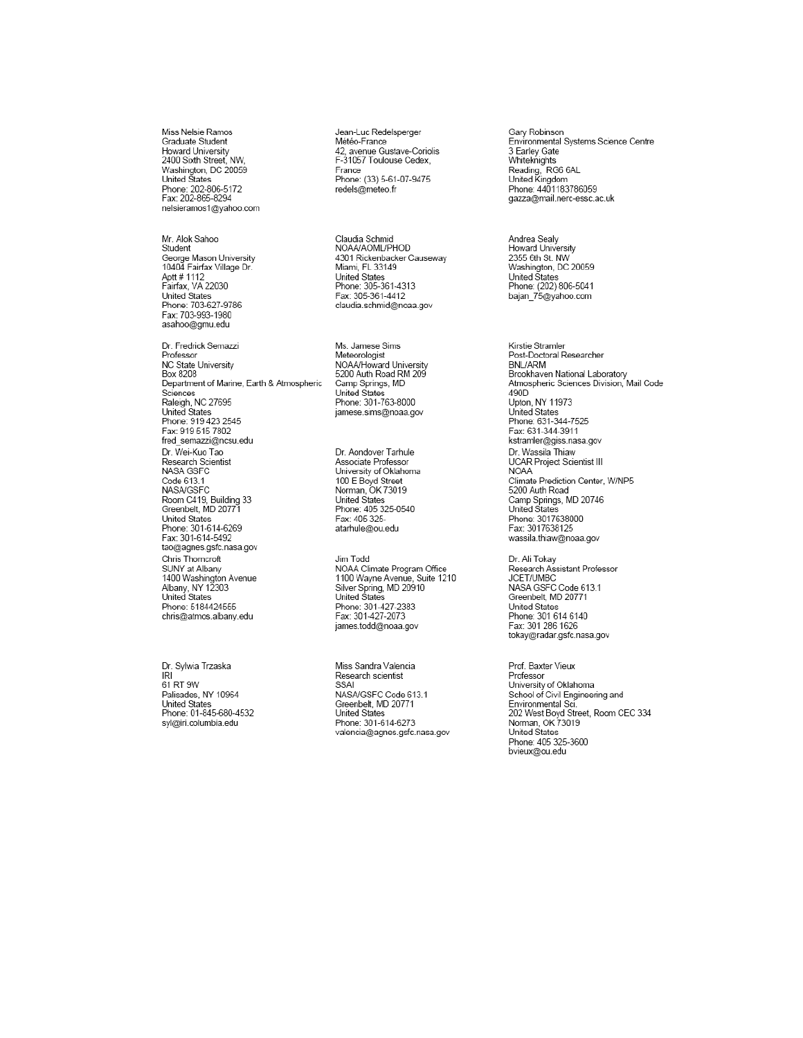Miss Nelsie Ramos
Graduate Student
Howard University
2400 Sixth Street, NW,
Washington, DC 20059
United States
Phone: 202-806-5172
Fax: 202-865-8294
nelsieramos1@yahoo.com

Jean-Luc Redelsperger
Météo-France
42, avenue Gustave-Coriolis
F-31057 Toulouse Cedex,
France
Phone: (33) 5-61-07-9475
redels@meteo.fr

Gary Robinson
Environmental Systems Science Centre
3 Earley Gate
Whiteknights
Reading, RG6 6AL
United Kingdom
Phone: 4401183786059
gazza@mail.nerc-essc.ac.uk

Mr. Alok Sahoo
Student
George Mason University
10404 Fairfax Village Dr.
Aptt # 1112
Fairfax, VA 22030
United States
Phone: 703-627-9786
Fax: 703-993-1980
asahoo@gmu.edu

Claudia Schmid
NOAA/AOML/PHOD
4301 Rickenbacker Causeway
Miami, FL 33149
United States
Phone: 305-361-4313
Fax: 305-361-4412
claudia.schmid@noaa.gov

Andrea Sealy
Howard University
2355 6th St. NW
Washington, DC 20059
United States
Phone: (202) 806-5041
bajan_75@yahoo.com

Dr. Fredrick Semazzi
Professor
NC State University
Box 8208
Department of Marine, Earth & Atmospheric Sciences
Raleigh, NC 27695
United States
Phone: 919 423 2545
Fax: 919 515 7802
fred_semazzi@ncsu.edu

Ms. Jamese Sims
Meteorologist
NOAA/Howard University
5200 Auth Road RM 209
Camp Springs, MD
United States
Phone: 301-763-8000
jamese.sims@noaa.gov

Kirstie Stramler
Post-Doctoral Researcher
BNL/ARM
Brookhaven National Laboratory
Atmospheric Sciences Division, Mail Code 490D
Upton, NY 11973
United States
Phone: 631-344-7525
Fax: 631-344-3911
kstramler@giss.nasa.gov

Dr. Wei-Kuo Tao
Research Scientist
NASA GSFC
Code 613.1
NASA/GSFC
Room C419, Building 33
Greenbelt, MD 20771
United States
Phone: 301-614-6269
Fax: 301-614-5492
tao@agnes.gsfc.nasa.gov

Dr. Aondover Tarhule
Associate Professor
University of Oklahoma
100 E Boyd Street
Norman, OK 73019
United States
Phone: 405 325-0540
Fax: 405 325-
atarhule@ou.edu

Dr. Wassila Thiaw
UCAR Project Scientist III
NOAA
Climate Prediction Center, W/NP5
5200 Auth Road
Camp Springs, MD 20746
United States
Phone: 3017638000
Fax: 3017638125
wassila.thiaw@noaa.gov

Chris Thorncroft
SUNY at Albany
1400 Washington Avenue
Albany, NY 12303
United States
Phone: 5184424555
chris@atmos.albany.edu

Jim Todd
NOAA Climate Program Office
1100 Wayne Avenue, Suite 1210
Silver Spring, MD 20910
United States
Phone: 301-427-2383
Fax: 301-427-2073
james.todd@noaa.gov

Dr. Ali Tokay
Research Assistant Professor
JCET/UMBC
NASA GSFC Code 613.1
Greenbelt, MD 20771
United States
Phone: 301 614 6140
Fax: 301 286 1626
tokay@radar.gsfc.nasa.gov

Dr. Sylwia Trzaska
IRI
61 RT 9W
Palisades, NY 10964
United States
Phone: 01-845-680-4532
syl@iri.columbia.edu

Miss Sandra Valencia
Research scientist
SSAI
NASA/GSFC Code 613.1
Greenbelt, MD 20771
United States
Phone: 301-614-6273
valencia@agnes.gsfc.nasa.gov

Prof. Baxter Vieux
Professor
University of Oklahoma
School of Civil Engineering and Environmental Sci.
202 West Boyd Street, Room CEC 334
Norman, OK 73019
United States
Phone: 405 325-3600
bvieux@ou.edu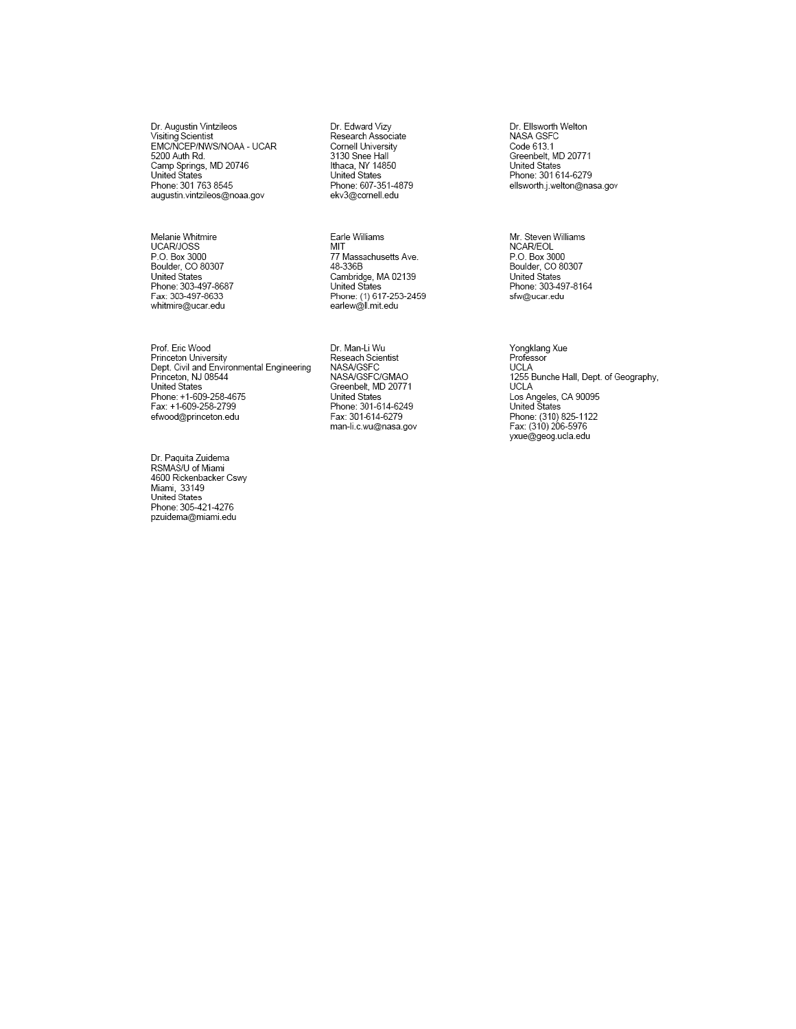Dr. Augustin Vintzileos
Visiting Scientist
EMC/NCEP/NWS/NOAA - UCAR
5200 Auth Rd.
Camp Springs, MD 20746
United States
Phone: 301 763 8545
augustin.vintzileos@noaa.gov

Dr. Edward Vizy
Research Associate
Cornell University
3130 Snee Hall
Ithaca, NY 14850
United States
Phone: 607-351-4879
ekv3@cornell.edu

Dr. Ellsworth Welton
NASA GSFC
Code 613.1
Greenbelt, MD 20771
United States
Phone: 301 614-6279
ellsworth.j.welton@nasa.gov

Melanie Whitmire
UCAR/JOSS
P.O. Box 3000
Boulder, CO 80307
United States
Phone: 303-497-8687
Fax: 303-497-8633
whitmire@ucar.edu

Earle Williams
MIT
77 Massachusetts Ave.
48-336B
Cambridge, MA 02139
United States
Phone: (1) 617-253-2459
earlew@ll.mit.edu

Mr. Steven Williams
NCAR/EOL
P.O. Box 3000
Boulder, CO 80307
United States
Phone: 303-497-8164
sfw@ucar.edu

Prof. Eric Wood
Princeton University
Dept. Civil and Environmental Engineering
Princeton, NJ 08544
United States
Phone: +1-609-258-4675
Fax: +1-609-258-2799
efwood@princeton.edu

Dr. Man-Li Wu
Reseach Scientist
NASA/GSFC
NASA/GSFC/GMAO
Greenbelt, MD 20771
United States
Phone: 301-614-6249
Fax: 301-614-6279
man-li.c.wu@nasa.gov

Yongklang Xue
Professor
UCLA
1255 Bunche Hall, Dept. of Geography, UCLA
Los Angeles, CA 90095
United States
Phone: (310) 825-1122
Fax: (310) 206-5976
yxue@geog.ucla.edu

Dr. Paquita Zuidema
RSMAS/U of Miami
4600 Rickenbacker Cswy
Miami, 33149
United States
Phone: 305-421-4276
pzuidema@miami.edu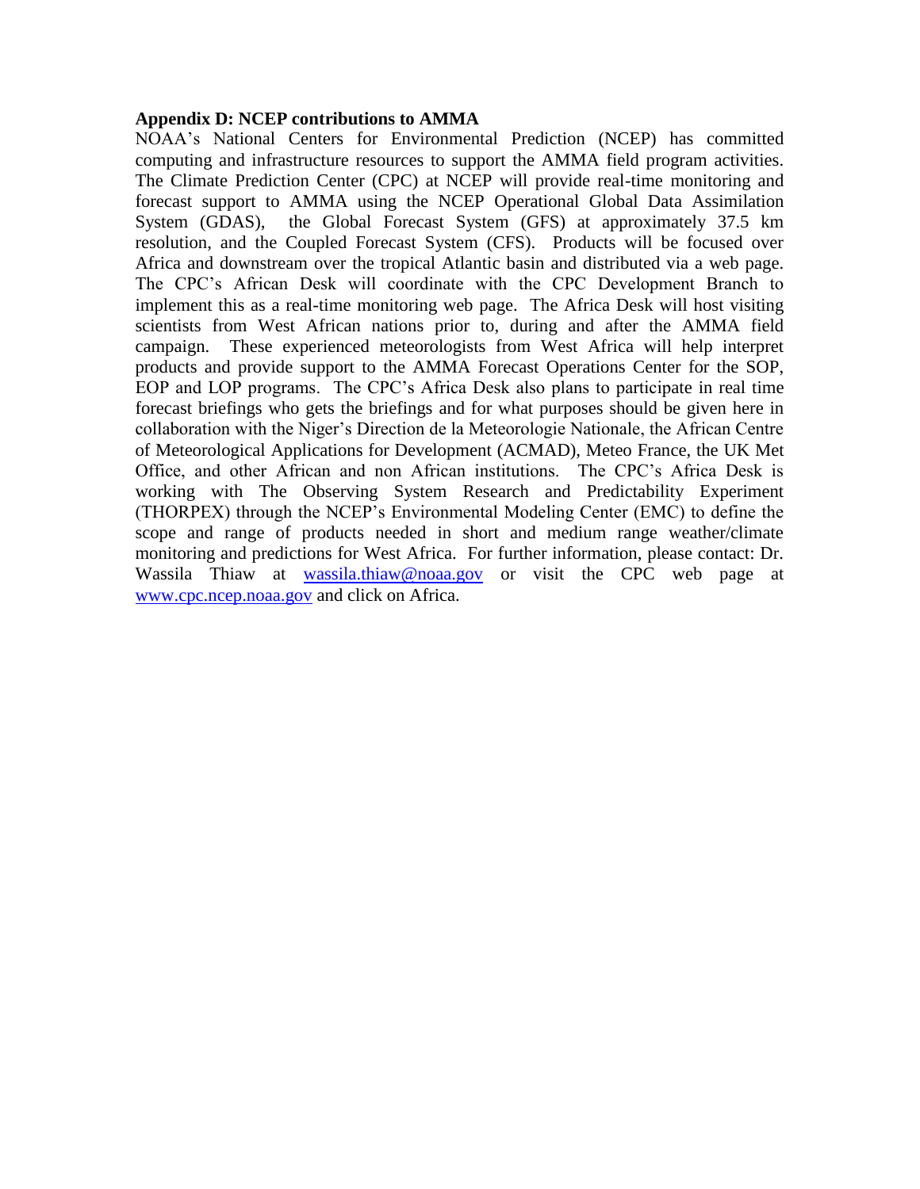**Appendix D: NCEP contributions to AMMA**

NOAA's National Centers for Environmental Prediction (NCEP) has committed computing and infrastructure resources to support the AMMA field program activities. The Climate Prediction Center (CPC) at NCEP will provide real-time monitoring and forecast support to AMMA using the NCEP Operational Global Data Assimilation System (GDAS), the Global Forecast System (GFS) at approximately 37.5 km resolution, and the Coupled Forecast System (CFS). Products will be focused over Africa and downstream over the tropical Atlantic basin and distributed via a web page. The CPC's African Desk will coordinate with the CPC Development Branch to implement this as a real-time monitoring web page. The Africa Desk will host visiting scientists from West African nations prior to, during and after the AMMA field campaign. These experienced meteorologists from West Africa will help interpret products and provide support to the AMMA Forecast Operations Center for the SOP, EOP and LOP programs. The CPC's Africa Desk also plans to participate in real time forecast briefings who gets the briefings and for what purposes should be given here in collaboration with the Niger's Direction de la Meteorologie Nationale, the African Centre of Meteorological Applications for Development (ACMAD), Meteo France, the UK Met Office, and other African and non African institutions. The CPC's Africa Desk is working with The Observing System Research and Predictability Experiment (THORPEX) through the NCEP's Environmental Modeling Center (EMC) to define the scope and range of products needed in short and medium range weather/climate monitoring and predictions for West Africa. For further information, please contact: Dr. Wassila Thiaw at [wassila.thiaw@noaa.gov](mailto:wassila.thiaw@noaa.gov) or visit the CPC web page at [www.cpc.ncep.noaa.gov](http://www.cpc.ncep.noaa.gov) and click on Africa.